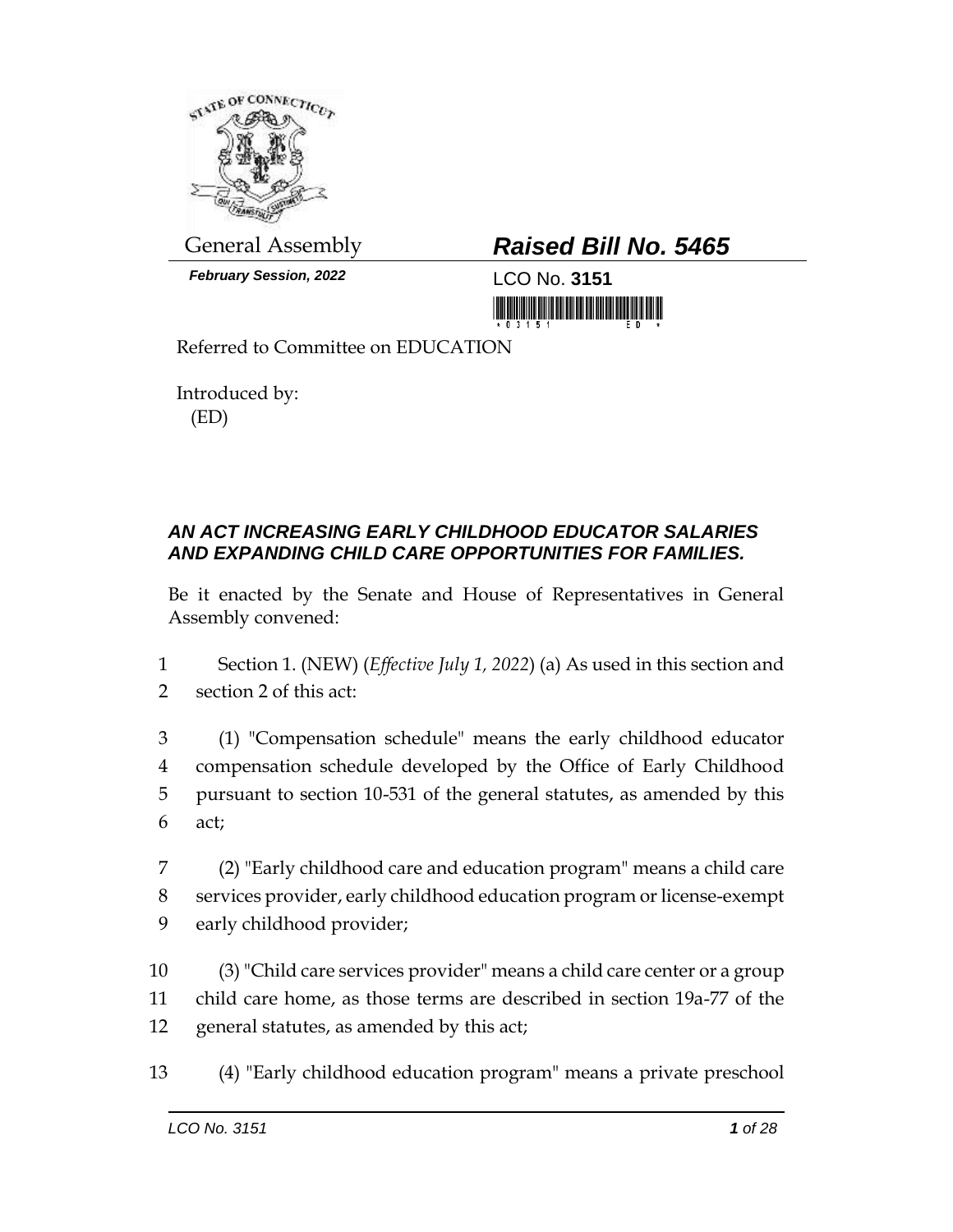General Assembly

***February Session, 2022***

# ***Raised Bill No. 5465***

LCO No. **3151**

Referred to Committee on EDUCATION

Introduced by:
(ED)

## ***AN ACT INCREASING EARLY CHILDHOOD EDUCATOR SALARIES AND EXPANDING CHILD CARE OPPORTUNITIES FOR FAMILIES.***

Be it enacted by the Senate and House of Representatives in General Assembly convened:

1 Section 1. (NEW) (*Effective July 1, 2022*) (a) As used in this section and
2 section 2 of this act:

3 (1) "Compensation schedule" means the early childhood educator
4 compensation schedule developed by the Office of Early Childhood
5 pursuant to section 10-531 of the general statutes, as amended by this
6 act;

7 (2) "Early childhood care and education program" means a child care
8 services provider, early childhood education program or license-exempt
9 early childhood provider;

10 (3) "Child care services provider" means a child care center or a group
11 child care home, as those terms are described in section 19a-77 of the
12 general statutes, as amended by this act;

13 (4) "Early childhood education program" means a private preschool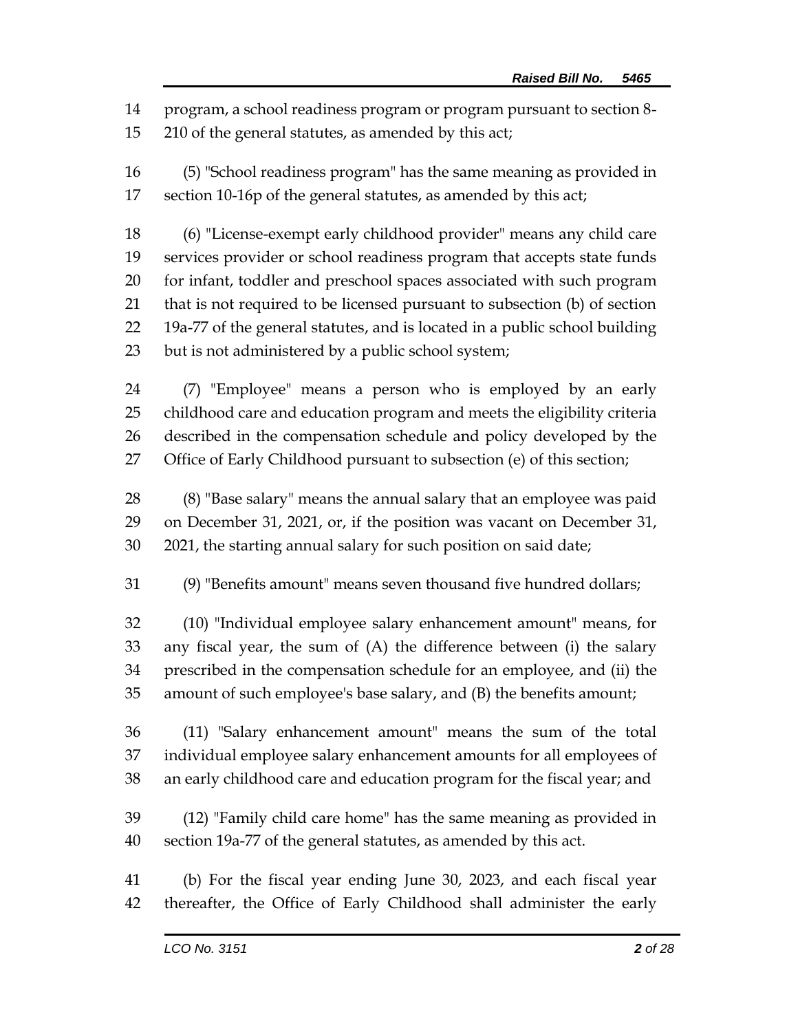program, a school readiness program or program pursuant to section 8-210 of the general statutes, as amended by this act;

(5) "School readiness program" has the same meaning as provided in section 10-16p of the general statutes, as amended by this act;

(6) "License-exempt early childhood provider" means any child care services provider or school readiness program that accepts state funds for infant, toddler and preschool spaces associated with such program that is not required to be licensed pursuant to subsection (b) of section 19a-77 of the general statutes, and is located in a public school building but is not administered by a public school system;

(7) "Employee" means a person who is employed by an early childhood care and education program and meets the eligibility criteria described in the compensation schedule and policy developed by the Office of Early Childhood pursuant to subsection (e) of this section;

(8) "Base salary" means the annual salary that an employee was paid on December 31, 2021, or, if the position was vacant on December 31, 2021, the starting annual salary for such position on said date;

(9) "Benefits amount" means seven thousand five hundred dollars;

(10) "Individual employee salary enhancement amount" means, for any fiscal year, the sum of (A) the difference between (i) the salary prescribed in the compensation schedule for an employee, and (ii) the amount of such employee's base salary, and (B) the benefits amount;

(11) "Salary enhancement amount" means the sum of the total individual employee salary enhancement amounts for all employees of an early childhood care and education program for the fiscal year; and

(12) "Family child care home" has the same meaning as provided in section 19a-77 of the general statutes, as amended by this act.

(b) For the fiscal year ending June 30, 2023, and each fiscal year thereafter, the Office of Early Childhood shall administer the early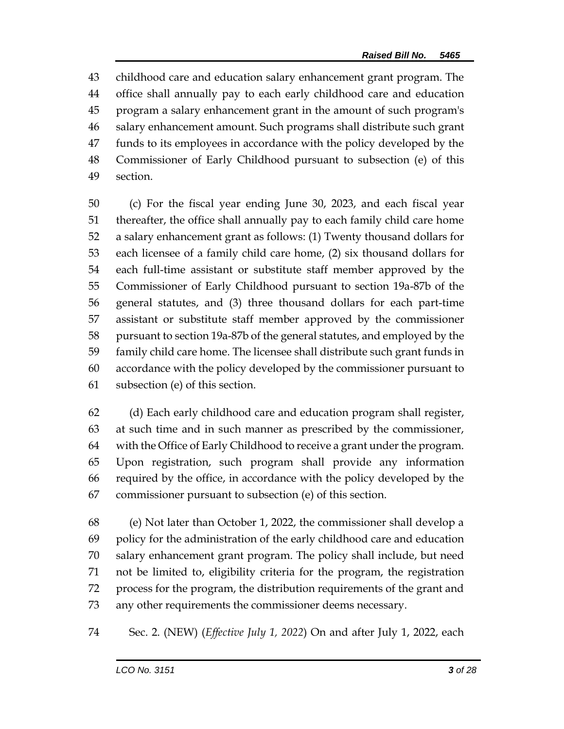43 childhood care and education salary enhancement grant program. The
44 office shall annually pay to each early childhood care and education
45 program a salary enhancement grant in the amount of such program's
46 salary enhancement amount. Such programs shall distribute such grant
47 funds to its employees in accordance with the policy developed by the
48 Commissioner of Early Childhood pursuant to subsection (e) of this
49 section.

50 (c) For the fiscal year ending June 30, 2023, and each fiscal year
51 thereafter, the office shall annually pay to each family child care home
52 a salary enhancement grant as follows: (1) Twenty thousand dollars for
53 each licensee of a family child care home, (2) six thousand dollars for
54 each full-time assistant or substitute staff member approved by the
55 Commissioner of Early Childhood pursuant to section 19a-87b of the
56 general statutes, and (3) three thousand dollars for each part-time
57 assistant or substitute staff member approved by the commissioner
58 pursuant to section 19a-87b of the general statutes, and employed by the
59 family child care home. The licensee shall distribute such grant funds in
60 accordance with the policy developed by the commissioner pursuant to
61 subsection (e) of this section.

62 (d) Each early childhood care and education program shall register,
63 at such time and in such manner as prescribed by the commissioner,
64 with the Office of Early Childhood to receive a grant under the program.
65 Upon registration, such program shall provide any information
66 required by the office, in accordance with the policy developed by the
67 commissioner pursuant to subsection (e) of this section.

68 (e) Not later than October 1, 2022, the commissioner shall develop a
69 policy for the administration of the early childhood care and education
70 salary enhancement grant program. The policy shall include, but need
71 not be limited to, eligibility criteria for the program, the registration
72 process for the program, the distribution requirements of the grant and
73 any other requirements the commissioner deems necessary.

74 Sec. 2. (NEW) (*Effective July 1, 2022*) On and after July 1, 2022, each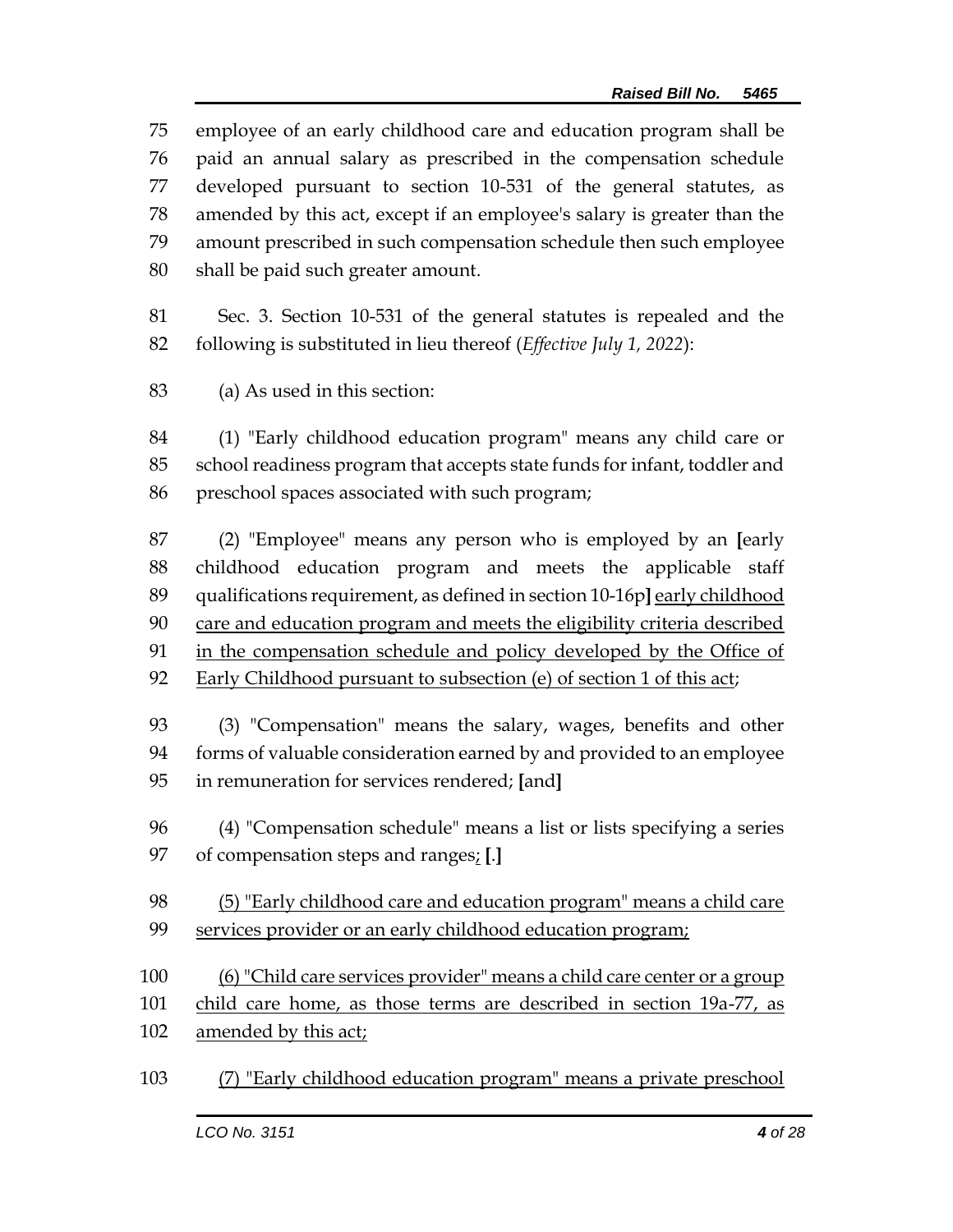employee of an early childhood care and education program shall be paid an annual salary as prescribed in the compensation schedule developed pursuant to section 10-531 of the general statutes, as amended by this act, except if an employee's salary is greater than the amount prescribed in such compensation schedule then such employee shall be paid such greater amount.

Sec. 3. Section 10-531 of the general statutes is repealed and the following is substituted in lieu thereof (*Effective July 1, 2022*):

(a) As used in this section:

(1) "Early childhood education program" means any child care or school readiness program that accepts state funds for infant, toddler and preschool spaces associated with such program;

(2) "Employee" means any person who is employed by an **[**early childhood education program and meets the applicable staff qualifications requirement, as defined in section 10-16p**]** <u>early childhood care and education program and meets the eligibility criteria described in the compensation schedule and policy developed by the Office of Early Childhood pursuant to subsection (e) of section 1 of this act</u>;

(3) "Compensation" means the salary, wages, benefits and other forms of valuable consideration earned by and provided to an employee in remuneration for services rendered; **[**and**]**

(4) "Compensation schedule" means a list or lists specifying a series of compensation steps and ranges<u>;</u> **[**.**]**

<u>(5) "Early childhood care and education program" means a child care services provider or an early childhood education program;</u>

<u>(6) "Child care services provider" means a child care center or a group child care home, as those terms are described in section 19a-77, as amended by this act;</u>

<u>(7) "Early childhood education program" means a private preschool</u>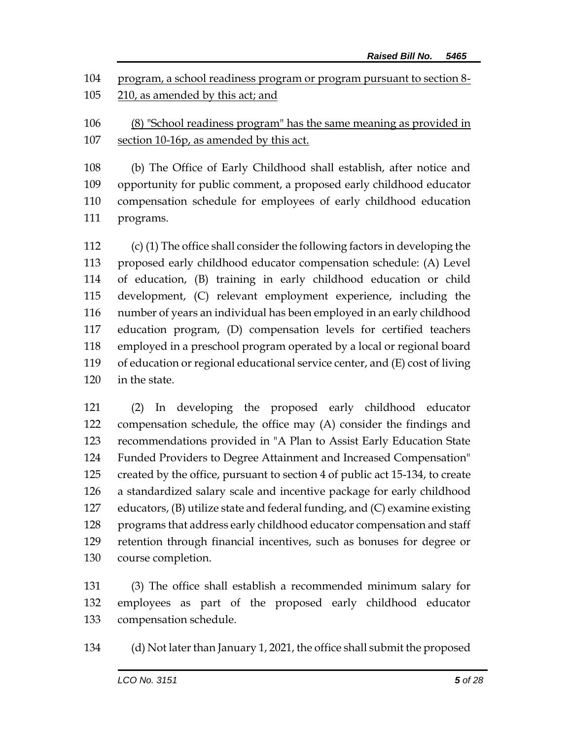program, a school readiness program or program pursuant to section 8-210, as amended by this act; and

(8) "School readiness program" has the same meaning as provided in section 10-16p, as amended by this act.

(b) The Office of Early Childhood shall establish, after notice and opportunity for public comment, a proposed early childhood educator compensation schedule for employees of early childhood education programs.

(c) (1) The office shall consider the following factors in developing the proposed early childhood educator compensation schedule: (A) Level of education, (B) training in early childhood education or child development, (C) relevant employment experience, including the number of years an individual has been employed in an early childhood education program, (D) compensation levels for certified teachers employed in a preschool program operated by a local or regional board of education or regional educational service center, and (E) cost of living in the state.

(2) In developing the proposed early childhood educator compensation schedule, the office may (A) consider the findings and recommendations provided in "A Plan to Assist Early Education State Funded Providers to Degree Attainment and Increased Compensation" created by the office, pursuant to section 4 of public act 15-134, to create a standardized salary scale and incentive package for early childhood educators, (B) utilize state and federal funding, and (C) examine existing programs that address early childhood educator compensation and staff retention through financial incentives, such as bonuses for degree or course completion.

(3) The office shall establish a recommended minimum salary for employees as part of the proposed early childhood educator compensation schedule.

(d) Not later than January 1, 2021, the office shall submit the proposed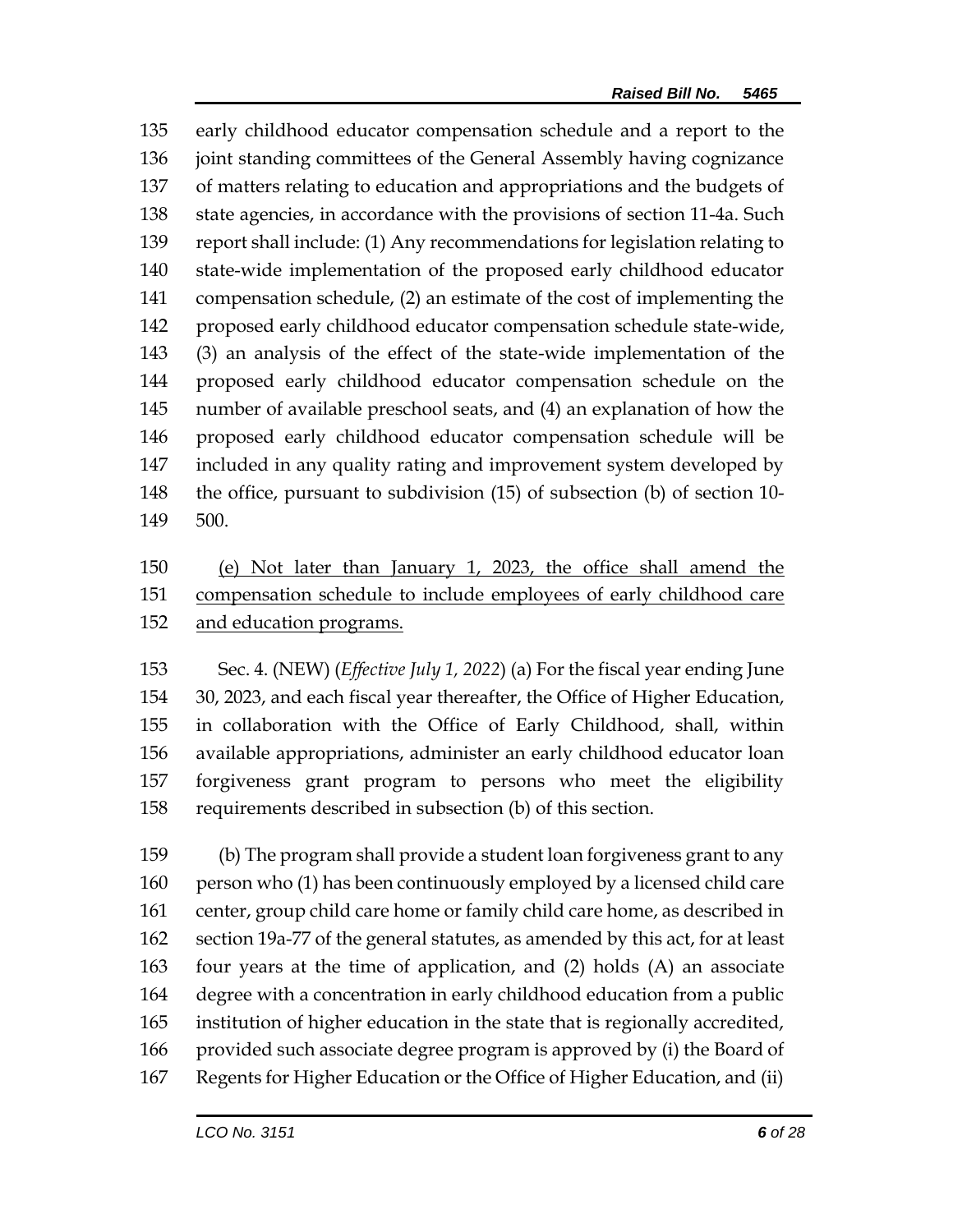135 early childhood educator compensation schedule and a report to the
136 joint standing committees of the General Assembly having cognizance
137 of matters relating to education and appropriations and the budgets of
138 state agencies, in accordance with the provisions of section 11-4a. Such
139 report shall include: (1) Any recommendations for legislation relating to
140 state-wide implementation of the proposed early childhood educator
141 compensation schedule, (2) an estimate of the cost of implementing the
142 proposed early childhood educator compensation schedule state-wide,
143 (3) an analysis of the effect of the state-wide implementation of the
144 proposed early childhood educator compensation schedule on the
145 number of available preschool seats, and (4) an explanation of how the
146 proposed early childhood educator compensation schedule will be
147 included in any quality rating and improvement system developed by
148 the office, pursuant to subdivision (15) of subsection (b) of section 10-
149 500.

150 <u>(e) Not later than January 1, 2023, the office shall amend the</u>
151 <u>compensation schedule to include employees of early childhood care</u>
152 <u>and education programs.</u>

153 Sec. 4. (NEW) (*Effective July 1, 2022*) (a) For the fiscal year ending June
154 30, 2023, and each fiscal year thereafter, the Office of Higher Education,
155 in collaboration with the Office of Early Childhood, shall, within
156 available appropriations, administer an early childhood educator loan
157 forgiveness grant program to persons who meet the eligibility
158 requirements described in subsection (b) of this section.

159 (b) The program shall provide a student loan forgiveness grant to any
160 person who (1) has been continuously employed by a licensed child care
161 center, group child care home or family child care home, as described in
162 section 19a-77 of the general statutes, as amended by this act, for at least
163 four years at the time of application, and (2) holds (A) an associate
164 degree with a concentration in early childhood education from a public
165 institution of higher education in the state that is regionally accredited,
166 provided such associate degree program is approved by (i) the Board of
167 Regents for Higher Education or the Office of Higher Education, and (ii)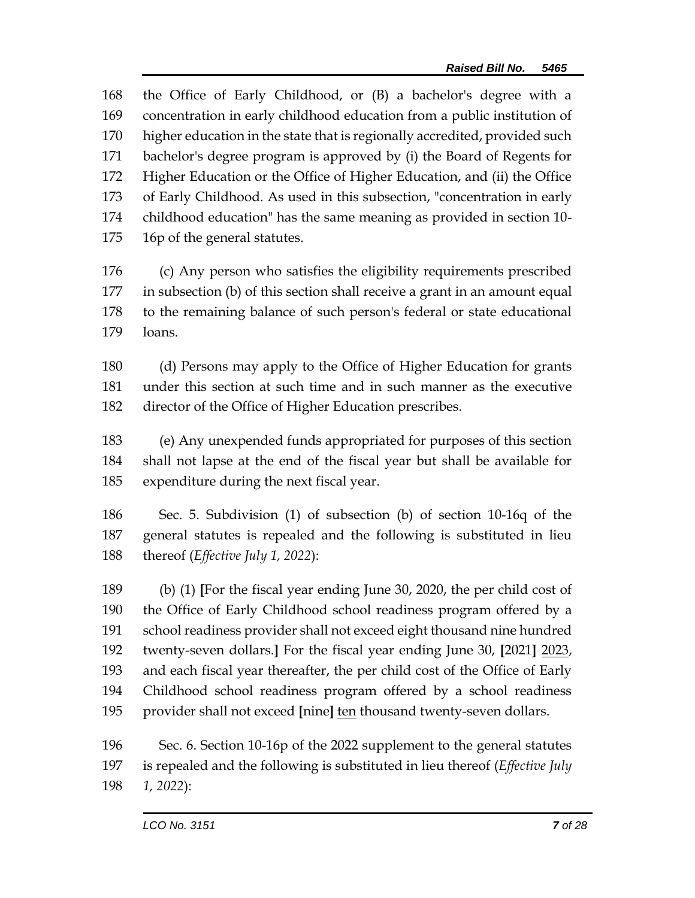168 the Office of Early Childhood, or (B) a bachelor's degree with a
169 concentration in early childhood education from a public institution of
170 higher education in the state that is regionally accredited, provided such
171 bachelor's degree program is approved by (i) the Board of Regents for
172 Higher Education or the Office of Higher Education, and (ii) the Office
173 of Early Childhood. As used in this subsection, "concentration in early
174 childhood education" has the same meaning as provided in section 10-
175 16p of the general statutes.

176 (c) Any person who satisfies the eligibility requirements prescribed
177 in subsection (b) of this section shall receive a grant in an amount equal
178 to the remaining balance of such person's federal or state educational
179 loans.

180 (d) Persons may apply to the Office of Higher Education for grants
181 under this section at such time and in such manner as the executive
182 director of the Office of Higher Education prescribes.

183 (e) Any unexpended funds appropriated for purposes of this section
184 shall not lapse at the end of the fiscal year but shall be available for
185 expenditure during the next fiscal year.

186 Sec. 5. Subdivision (1) of subsection (b) of section 10-16q of the
187 general statutes is repealed and the following is substituted in lieu
188 thereof (*Effective July 1, 2022*):

189 (b) (1) **[**For the fiscal year ending June 30, 2020, the per child cost of
190 the Office of Early Childhood school readiness program offered by a
191 school readiness provider shall not exceed eight thousand nine hundred
192 twenty-seven dollars.**]** For the fiscal year ending June 30, **[**2021**]** <u>2023</u>,
193 and each fiscal year thereafter, the per child cost of the Office of Early
194 Childhood school readiness program offered by a school readiness
195 provider shall not exceed **[**nine**]** <u>ten</u> thousand twenty-seven dollars.

196 Sec. 6. Section 10-16p of the 2022 supplement to the general statutes
197 is repealed and the following is substituted in lieu thereof (*Effective July*
198 *1, 2022*):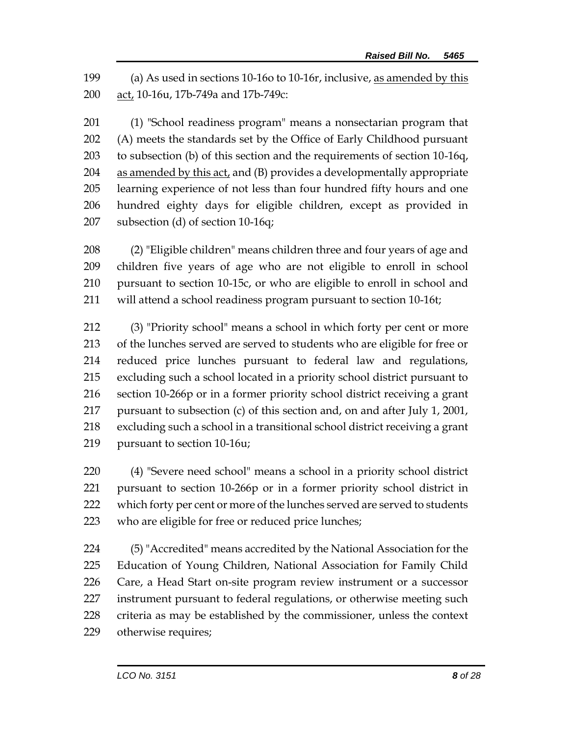199 (a) As used in sections 10-16o to 10-16r, inclusive, <u>as amended by this</u>
200 <u>act,</u> 10-16u, 17b-749a and 17b-749c:

201 (1) "School readiness program" means a nonsectarian program that
202 (A) meets the standards set by the Office of Early Childhood pursuant
203 to subsection (b) of this section and the requirements of section 10-16q,
204 <u>as amended by this act,</u> and (B) provides a developmentally appropriate
205 learning experience of not less than four hundred fifty hours and one
206 hundred eighty days for eligible children, except as provided in
207 subsection (d) of section 10-16q;

208 (2) "Eligible children" means children three and four years of age and
209 children five years of age who are not eligible to enroll in school
210 pursuant to section 10-15c, or who are eligible to enroll in school and
211 will attend a school readiness program pursuant to section 10-16t;

212 (3) "Priority school" means a school in which forty per cent or more
213 of the lunches served are served to students who are eligible for free or
214 reduced price lunches pursuant to federal law and regulations,
215 excluding such a school located in a priority school district pursuant to
216 section 10-266p or in a former priority school district receiving a grant
217 pursuant to subsection (c) of this section and, on and after July 1, 2001,
218 excluding such a school in a transitional school district receiving a grant
219 pursuant to section 10-16u;

220 (4) "Severe need school" means a school in a priority school district
221 pursuant to section 10-266p or in a former priority school district in
222 which forty per cent or more of the lunches served are served to students
223 who are eligible for free or reduced price lunches;

224 (5) "Accredited" means accredited by the National Association for the
225 Education of Young Children, National Association for Family Child
226 Care, a Head Start on-site program review instrument or a successor
227 instrument pursuant to federal regulations, or otherwise meeting such
228 criteria as may be established by the commissioner, unless the context
229 otherwise requires;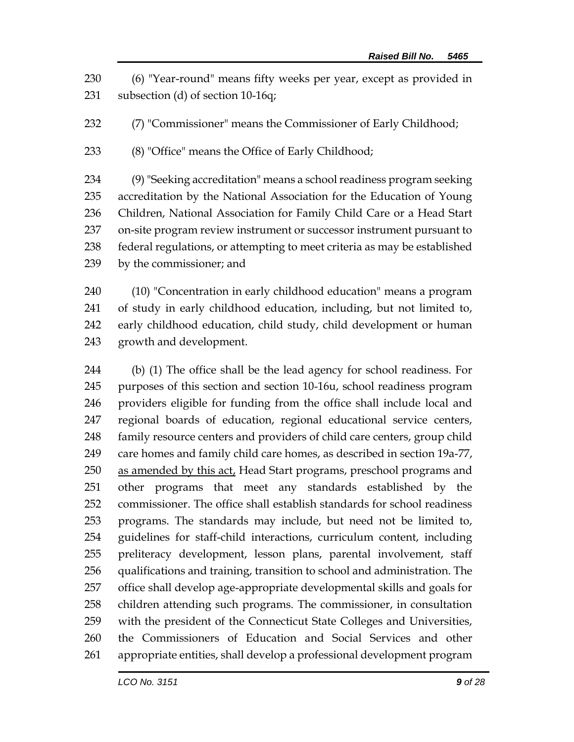(6) "Year-round" means fifty weeks per year, except as provided in subsection (d) of section 10-16q;

(7) "Commissioner" means the Commissioner of Early Childhood;

(8) "Office" means the Office of Early Childhood;

(9) "Seeking accreditation" means a school readiness program seeking accreditation by the National Association for the Education of Young Children, National Association for Family Child Care or a Head Start on-site program review instrument or successor instrument pursuant to federal regulations, or attempting to meet criteria as may be established by the commissioner; and

(10) "Concentration in early childhood education" means a program of study in early childhood education, including, but not limited to, early childhood education, child study, child development or human growth and development.

(b) (1) The office shall be the lead agency for school readiness. For purposes of this section and section 10-16u, school readiness program providers eligible for funding from the office shall include local and regional boards of education, regional educational service centers, family resource centers and providers of child care centers, group child care homes and family child care homes, as described in section 19a-77, <u>as amended by this act,</u> Head Start programs, preschool programs and other programs that meet any standards established by the commissioner. The office shall establish standards for school readiness programs. The standards may include, but need not be limited to, guidelines for staff-child interactions, curriculum content, including preliteracy development, lesson plans, parental involvement, staff qualifications and training, transition to school and administration. The office shall develop age-appropriate developmental skills and goals for children attending such programs. The commissioner, in consultation with the president of the Connecticut State Colleges and Universities, the Commissioners of Education and Social Services and other appropriate entities, shall develop a professional development program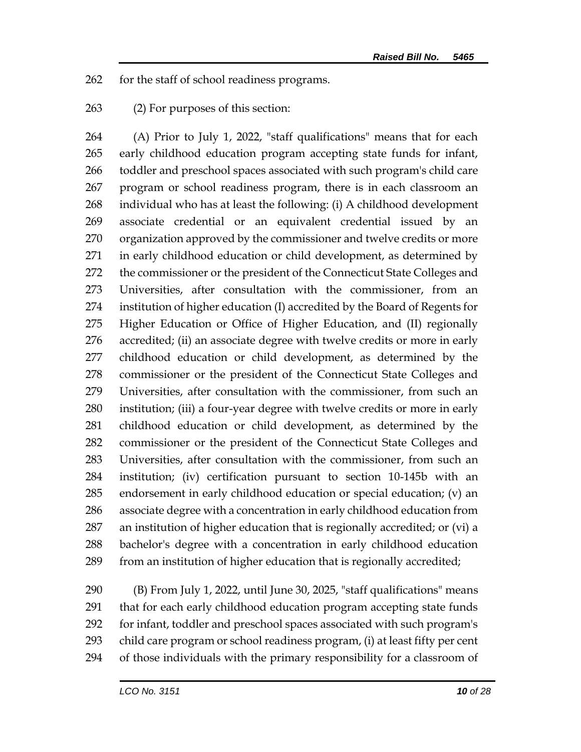for the staff of school readiness programs.

(2) For purposes of this section:

(A) Prior to July 1, 2022, "staff qualifications" means that for each early childhood education program accepting state funds for infant, toddler and preschool spaces associated with such program's child care program or school readiness program, there is in each classroom an individual who has at least the following: (i) A childhood development associate credential or an equivalent credential issued by an organization approved by the commissioner and twelve credits or more in early childhood education or child development, as determined by the commissioner or the president of the Connecticut State Colleges and Universities, after consultation with the commissioner, from an institution of higher education (I) accredited by the Board of Regents for Higher Education or Office of Higher Education, and (II) regionally accredited; (ii) an associate degree with twelve credits or more in early childhood education or child development, as determined by the commissioner or the president of the Connecticut State Colleges and Universities, after consultation with the commissioner, from such an institution; (iii) a four-year degree with twelve credits or more in early childhood education or child development, as determined by the commissioner or the president of the Connecticut State Colleges and Universities, after consultation with the commissioner, from such an institution; (iv) certification pursuant to section 10-145b with an endorsement in early childhood education or special education; (v) an associate degree with a concentration in early childhood education from an institution of higher education that is regionally accredited; or (vi) a bachelor's degree with a concentration in early childhood education from an institution of higher education that is regionally accredited;

(B) From July 1, 2022, until June 30, 2025, "staff qualifications" means that for each early childhood education program accepting state funds for infant, toddler and preschool spaces associated with such program's child care program or school readiness program, (i) at least fifty per cent of those individuals with the primary responsibility for a classroom of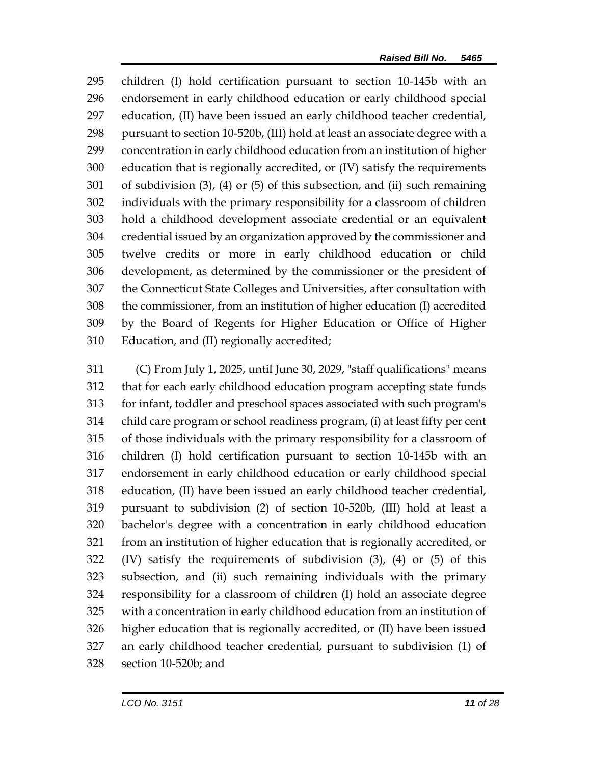children (I) hold certification pursuant to section 10-145b with an endorsement in early childhood education or early childhood special education, (II) have been issued an early childhood teacher credential, pursuant to section 10-520b, (III) hold at least an associate degree with a concentration in early childhood education from an institution of higher education that is regionally accredited, or (IV) satisfy the requirements of subdivision (3), (4) or (5) of this subsection, and (ii) such remaining individuals with the primary responsibility for a classroom of children hold a childhood development associate credential or an equivalent credential issued by an organization approved by the commissioner and twelve credits or more in early childhood education or child development, as determined by the commissioner or the president of the Connecticut State Colleges and Universities, after consultation with the commissioner, from an institution of higher education (I) accredited by the Board of Regents for Higher Education or Office of Higher Education, and (II) regionally accredited;

(C) From July 1, 2025, until June 30, 2029, "staff qualifications" means that for each early childhood education program accepting state funds for infant, toddler and preschool spaces associated with such program's child care program or school readiness program, (i) at least fifty per cent of those individuals with the primary responsibility for a classroom of children (I) hold certification pursuant to section 10-145b with an endorsement in early childhood education or early childhood special education, (II) have been issued an early childhood teacher credential, pursuant to subdivision (2) of section 10-520b, (III) hold at least a bachelor's degree with a concentration in early childhood education from an institution of higher education that is regionally accredited, or (IV) satisfy the requirements of subdivision (3), (4) or (5) of this subsection, and (ii) such remaining individuals with the primary responsibility for a classroom of children (I) hold an associate degree with a concentration in early childhood education from an institution of higher education that is regionally accredited, or (II) have been issued an early childhood teacher credential, pursuant to subdivision (1) of section 10-520b; and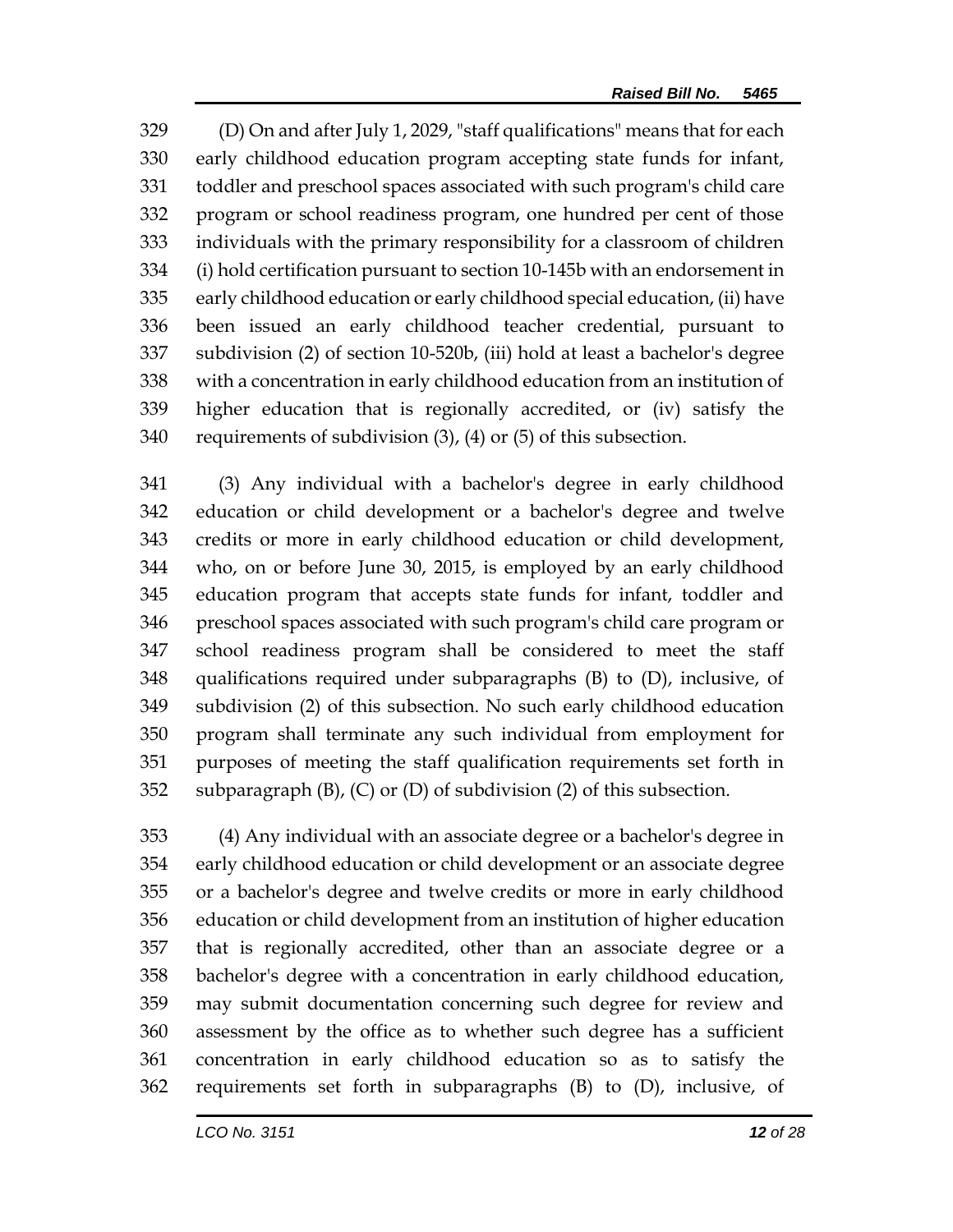(D) On and after July 1, 2029, "staff qualifications" means that for each early childhood education program accepting state funds for infant, toddler and preschool spaces associated with such program's child care program or school readiness program, one hundred per cent of those individuals with the primary responsibility for a classroom of children (i) hold certification pursuant to section 10-145b with an endorsement in early childhood education or early childhood special education, (ii) have been issued an early childhood teacher credential, pursuant to subdivision (2) of section 10-520b, (iii) hold at least a bachelor's degree with a concentration in early childhood education from an institution of higher education that is regionally accredited, or (iv) satisfy the requirements of subdivision (3), (4) or (5) of this subsection.

(3) Any individual with a bachelor's degree in early childhood education or child development or a bachelor's degree and twelve credits or more in early childhood education or child development, who, on or before June 30, 2015, is employed by an early childhood education program that accepts state funds for infant, toddler and preschool spaces associated with such program's child care program or school readiness program shall be considered to meet the staff qualifications required under subparagraphs (B) to (D), inclusive, of subdivision (2) of this subsection. No such early childhood education program shall terminate any such individual from employment for purposes of meeting the staff qualification requirements set forth in subparagraph (B), (C) or (D) of subdivision (2) of this subsection.

(4) Any individual with an associate degree or a bachelor's degree in early childhood education or child development or an associate degree or a bachelor's degree and twelve credits or more in early childhood education or child development from an institution of higher education that is regionally accredited, other than an associate degree or a bachelor's degree with a concentration in early childhood education, may submit documentation concerning such degree for review and assessment by the office as to whether such degree has a sufficient concentration in early childhood education so as to satisfy the requirements set forth in subparagraphs (B) to (D), inclusive, of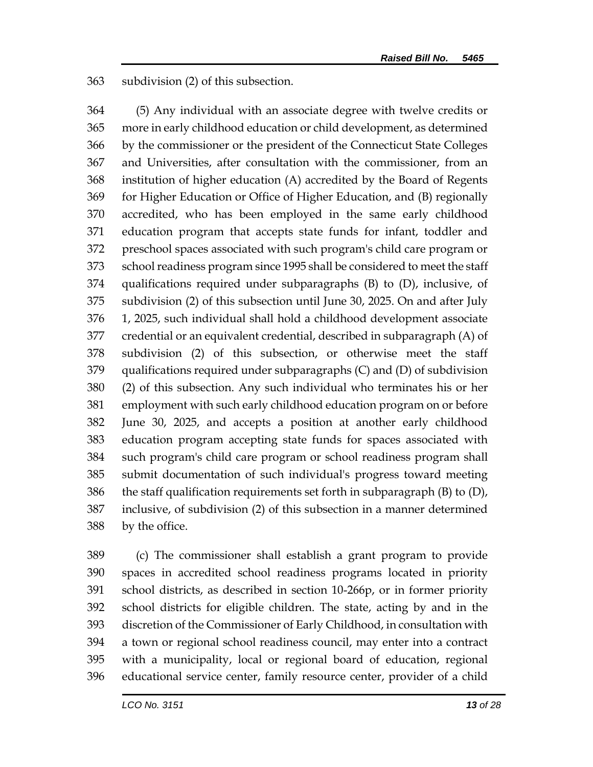subdivision (2) of this subsection.

(5) Any individual with an associate degree with twelve credits or more in early childhood education or child development, as determined by the commissioner or the president of the Connecticut State Colleges and Universities, after consultation with the commissioner, from an institution of higher education (A) accredited by the Board of Regents for Higher Education or Office of Higher Education, and (B) regionally accredited, who has been employed in the same early childhood education program that accepts state funds for infant, toddler and preschool spaces associated with such program's child care program or school readiness program since 1995 shall be considered to meet the staff qualifications required under subparagraphs (B) to (D), inclusive, of subdivision (2) of this subsection until June 30, 2025. On and after July 1, 2025, such individual shall hold a childhood development associate credential or an equivalent credential, described in subparagraph (A) of subdivision (2) of this subsection, or otherwise meet the staff qualifications required under subparagraphs (C) and (D) of subdivision (2) of this subsection. Any such individual who terminates his or her employment with such early childhood education program on or before June 30, 2025, and accepts a position at another early childhood education program accepting state funds for spaces associated with such program's child care program or school readiness program shall submit documentation of such individual's progress toward meeting the staff qualification requirements set forth in subparagraph (B) to (D), inclusive, of subdivision (2) of this subsection in a manner determined by the office.

(c) The commissioner shall establish a grant program to provide spaces in accredited school readiness programs located in priority school districts, as described in section 10-266p, or in former priority school districts for eligible children. The state, acting by and in the discretion of the Commissioner of Early Childhood, in consultation with a town or regional school readiness council, may enter into a contract with a municipality, local or regional board of education, regional educational service center, family resource center, provider of a child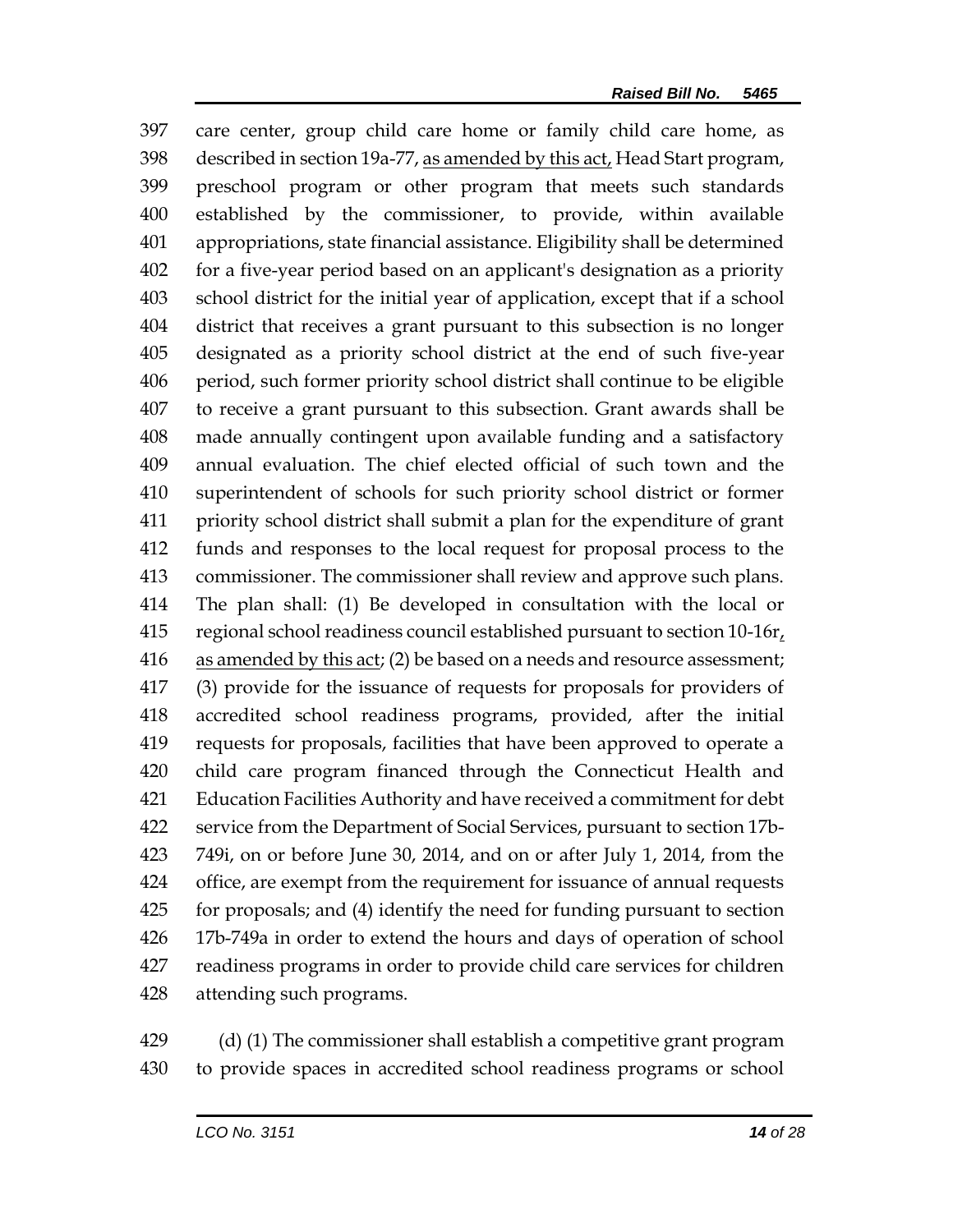care center, group child care home or family child care home, as described in section 19a-77, as amended by this act, Head Start program, preschool program or other program that meets such standards established by the commissioner, to provide, within available appropriations, state financial assistance. Eligibility shall be determined for a five-year period based on an applicant's designation as a priority school district for the initial year of application, except that if a school district that receives a grant pursuant to this subsection is no longer designated as a priority school district at the end of such five-year period, such former priority school district shall continue to be eligible to receive a grant pursuant to this subsection. Grant awards shall be made annually contingent upon available funding and a satisfactory annual evaluation. The chief elected official of such town and the superintendent of schools for such priority school district or former priority school district shall submit a plan for the expenditure of grant funds and responses to the local request for proposal process to the commissioner. The commissioner shall review and approve such plans. The plan shall: (1) Be developed in consultation with the local or regional school readiness council established pursuant to section 10-16r, as amended by this act; (2) be based on a needs and resource assessment; (3) provide for the issuance of requests for proposals for providers of accredited school readiness programs, provided, after the initial requests for proposals, facilities that have been approved to operate a child care program financed through the Connecticut Health and Education Facilities Authority and have received a commitment for debt service from the Department of Social Services, pursuant to section 17b-749i, on or before June 30, 2014, and on or after July 1, 2014, from the office, are exempt from the requirement for issuance of annual requests for proposals; and (4) identify the need for funding pursuant to section 17b-749a in order to extend the hours and days of operation of school readiness programs in order to provide child care services for children attending such programs.

(d) (1) The commissioner shall establish a competitive grant program to provide spaces in accredited school readiness programs or school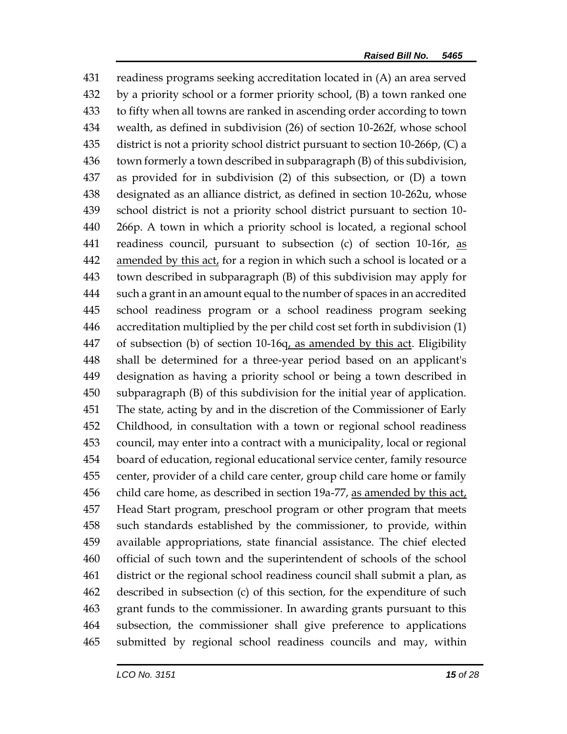431 readiness programs seeking accreditation located in (A) an area served
432 by a priority school or a former priority school, (B) a town ranked one
433 to fifty when all towns are ranked in ascending order according to town
434 wealth, as defined in subdivision (26) of section 10-262f, whose school
435 district is not a priority school district pursuant to section 10-266p, (C) a
436 town formerly a town described in subparagraph (B) of this subdivision,
437 as provided for in subdivision (2) of this subsection, or (D) a town
438 designated as an alliance district, as defined in section 10-262u, whose
439 school district is not a priority school district pursuant to section 10-
440 266p. A town in which a priority school is located, a regional school
441 readiness council, pursuant to subsection (c) of section 10-16r, <u>as</u>
442 <u>amended by this act,</u> for a region in which such a school is located or a
443 town described in subparagraph (B) of this subdivision may apply for
444 such a grant in an amount equal to the number of spaces in an accredited
445 school readiness program or a school readiness program seeking
446 accreditation multiplied by the per child cost set forth in subdivision (1)
447 of subsection (b) of section 10-16q<u>, as amended by this act</u>. Eligibility
448 shall be determined for a three-year period based on an applicant's
449 designation as having a priority school or being a town described in
450 subparagraph (B) of this subdivision for the initial year of application.
451 The state, acting by and in the discretion of the Commissioner of Early
452 Childhood, in consultation with a town or regional school readiness
453 council, may enter into a contract with a municipality, local or regional
454 board of education, regional educational service center, family resource
455 center, provider of a child care center, group child care home or family
456 child care home, as described in section 19a-77, <u>as amended by this act,</u>
457 Head Start program, preschool program or other program that meets
458 such standards established by the commissioner, to provide, within
459 available appropriations, state financial assistance. The chief elected
460 official of such town and the superintendent of schools of the school
461 district or the regional school readiness council shall submit a plan, as
462 described in subsection (c) of this section, for the expenditure of such
463 grant funds to the commissioner. In awarding grants pursuant to this
464 subsection, the commissioner shall give preference to applications
465 submitted by regional school readiness councils and may, within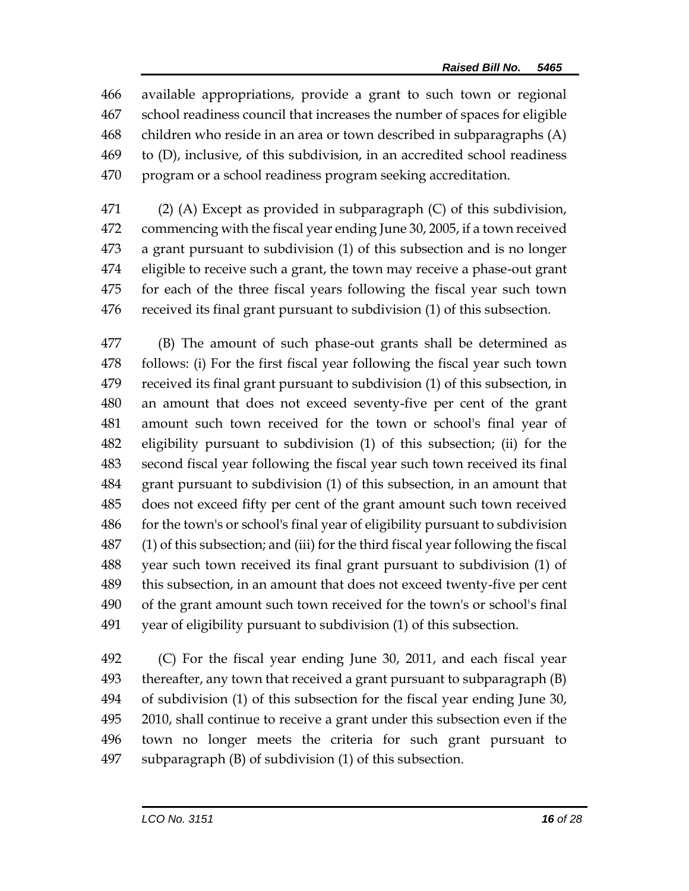available appropriations, provide a grant to such town or regional school readiness council that increases the number of spaces for eligible children who reside in an area or town described in subparagraphs (A) to (D), inclusive, of this subdivision, in an accredited school readiness program or a school readiness program seeking accreditation.

(2) (A) Except as provided in subparagraph (C) of this subdivision, commencing with the fiscal year ending June 30, 2005, if a town received a grant pursuant to subdivision (1) of this subsection and is no longer eligible to receive such a grant, the town may receive a phase-out grant for each of the three fiscal years following the fiscal year such town received its final grant pursuant to subdivision (1) of this subsection.

(B) The amount of such phase-out grants shall be determined as follows: (i) For the first fiscal year following the fiscal year such town received its final grant pursuant to subdivision (1) of this subsection, in an amount that does not exceed seventy-five per cent of the grant amount such town received for the town or school's final year of eligibility pursuant to subdivision (1) of this subsection; (ii) for the second fiscal year following the fiscal year such town received its final grant pursuant to subdivision (1) of this subsection, in an amount that does not exceed fifty per cent of the grant amount such town received for the town's or school's final year of eligibility pursuant to subdivision (1) of this subsection; and (iii) for the third fiscal year following the fiscal year such town received its final grant pursuant to subdivision (1) of this subsection, in an amount that does not exceed twenty-five per cent of the grant amount such town received for the town's or school's final year of eligibility pursuant to subdivision (1) of this subsection.

(C) For the fiscal year ending June 30, 2011, and each fiscal year thereafter, any town that received a grant pursuant to subparagraph (B) of subdivision (1) of this subsection for the fiscal year ending June 30, 2010, shall continue to receive a grant under this subsection even if the town no longer meets the criteria for such grant pursuant to subparagraph (B) of subdivision (1) of this subsection.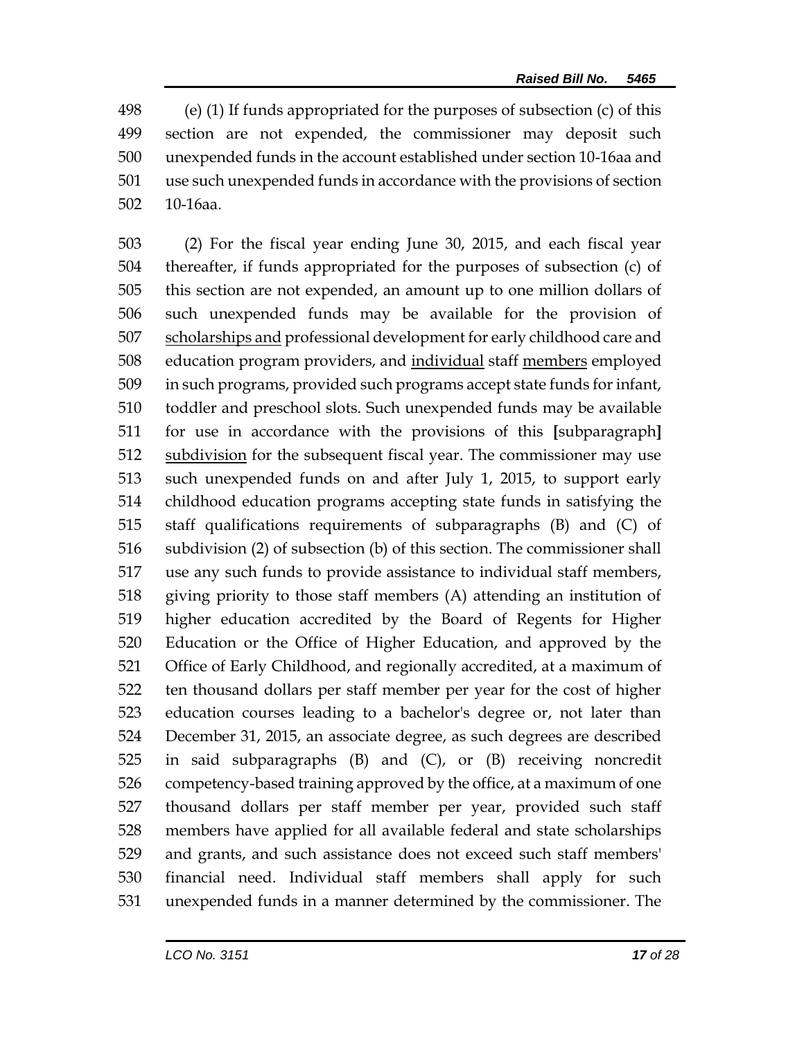(e) (1) If funds appropriated for the purposes of subsection (c) of this section are not expended, the commissioner may deposit such unexpended funds in the account established under section 10-16aa and use such unexpended funds in accordance with the provisions of section 10-16aa.

(2) For the fiscal year ending June 30, 2015, and each fiscal year thereafter, if funds appropriated for the purposes of subsection (c) of this section are not expended, an amount up to one million dollars of such unexpended funds may be available for the provision of <u>scholarships and</u> professional development for early childhood care and education program providers, and <u>individual</u> staff <u>members</u> employed in such programs, provided such programs accept state funds for infant, toddler and preschool slots. Such unexpended funds may be available for use in accordance with the provisions of this **[**subparagraph**]** <u>subdivision</u> for the subsequent fiscal year. The commissioner may use such unexpended funds on and after July 1, 2015, to support early childhood education programs accepting state funds in satisfying the staff qualifications requirements of subparagraphs (B) and (C) of subdivision (2) of subsection (b) of this section. The commissioner shall use any such funds to provide assistance to individual staff members, giving priority to those staff members (A) attending an institution of higher education accredited by the Board of Regents for Higher Education or the Office of Higher Education, and approved by the Office of Early Childhood, and regionally accredited, at a maximum of ten thousand dollars per staff member per year for the cost of higher education courses leading to a bachelor's degree or, not later than December 31, 2015, an associate degree, as such degrees are described in said subparagraphs (B) and (C), or (B) receiving noncredit competency-based training approved by the office, at a maximum of one thousand dollars per staff member per year, provided such staff members have applied for all available federal and state scholarships and grants, and such assistance does not exceed such staff members' financial need. Individual staff members shall apply for such unexpended funds in a manner determined by the commissioner. The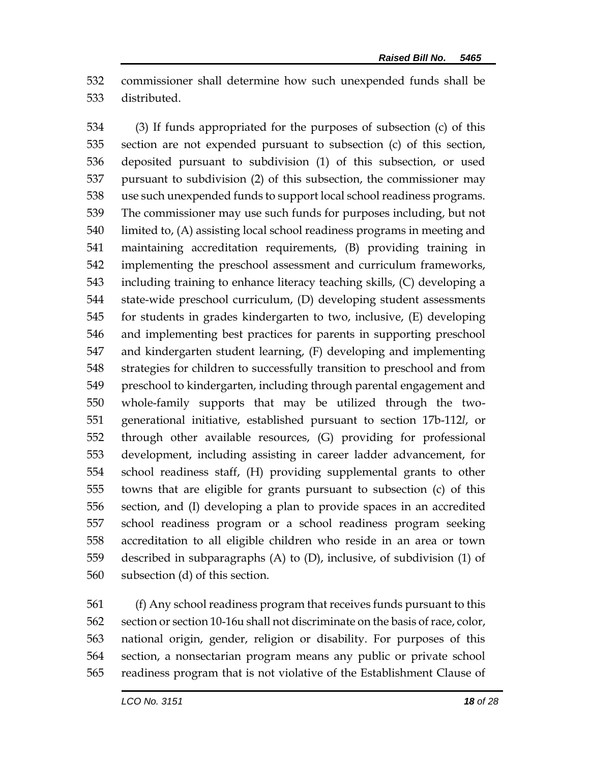commissioner shall determine how such unexpended funds shall be distributed.

(3) If funds appropriated for the purposes of subsection (c) of this section are not expended pursuant to subsection (c) of this section, deposited pursuant to subdivision (1) of this subsection, or used pursuant to subdivision (2) of this subsection, the commissioner may use such unexpended funds to support local school readiness programs. The commissioner may use such funds for purposes including, but not limited to, (A) assisting local school readiness programs in meeting and maintaining accreditation requirements, (B) providing training in implementing the preschool assessment and curriculum frameworks, including training to enhance literacy teaching skills, (C) developing a state-wide preschool curriculum, (D) developing student assessments for students in grades kindergarten to two, inclusive, (E) developing and implementing best practices for parents in supporting preschool and kindergarten student learning, (F) developing and implementing strategies for children to successfully transition to preschool and from preschool to kindergarten, including through parental engagement and whole-family supports that may be utilized through the two-generational initiative, established pursuant to section 17b-112*l*, or through other available resources, (G) providing for professional development, including assisting in career ladder advancement, for school readiness staff, (H) providing supplemental grants to other towns that are eligible for grants pursuant to subsection (c) of this section, and (I) developing a plan to provide spaces in an accredited school readiness program or a school readiness program seeking accreditation to all eligible children who reside in an area or town described in subparagraphs (A) to (D), inclusive, of subdivision (1) of subsection (d) of this section.

(f) Any school readiness program that receives funds pursuant to this section or section 10-16u shall not discriminate on the basis of race, color, national origin, gender, religion or disability. For purposes of this section, a nonsectarian program means any public or private school readiness program that is not violative of the Establishment Clause of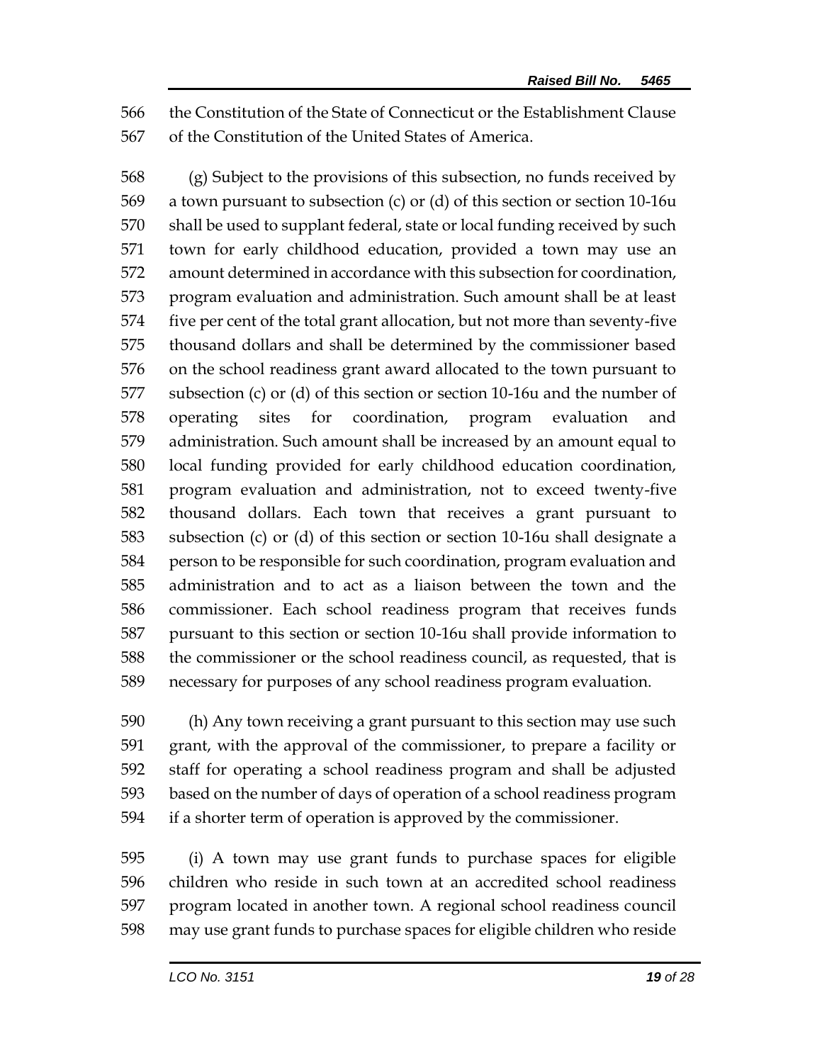566 the Constitution of the State of Connecticut or the Establishment Clause
567 of the Constitution of the United States of America.

568 (g) Subject to the provisions of this subsection, no funds received by
569 a town pursuant to subsection (c) or (d) of this section or section 10-16u
570 shall be used to supplant federal, state or local funding received by such
571 town for early childhood education, provided a town may use an
572 amount determined in accordance with this subsection for coordination,
573 program evaluation and administration. Such amount shall be at least
574 five per cent of the total grant allocation, but not more than seventy-five
575 thousand dollars and shall be determined by the commissioner based
576 on the school readiness grant award allocated to the town pursuant to
577 subsection (c) or (d) of this section or section 10-16u and the number of
578 operating sites for coordination, program evaluation and
579 administration. Such amount shall be increased by an amount equal to
580 local funding provided for early childhood education coordination,
581 program evaluation and administration, not to exceed twenty-five
582 thousand dollars. Each town that receives a grant pursuant to
583 subsection (c) or (d) of this section or section 10-16u shall designate a
584 person to be responsible for such coordination, program evaluation and
585 administration and to act as a liaison between the town and the
586 commissioner. Each school readiness program that receives funds
587 pursuant to this section or section 10-16u shall provide information to
588 the commissioner or the school readiness council, as requested, that is
589 necessary for purposes of any school readiness program evaluation.

590 (h) Any town receiving a grant pursuant to this section may use such
591 grant, with the approval of the commissioner, to prepare a facility or
592 staff for operating a school readiness program and shall be adjusted
593 based on the number of days of operation of a school readiness program
594 if a shorter term of operation is approved by the commissioner.

595 (i) A town may use grant funds to purchase spaces for eligible
596 children who reside in such town at an accredited school readiness
597 program located in another town. A regional school readiness council
598 may use grant funds to purchase spaces for eligible children who reside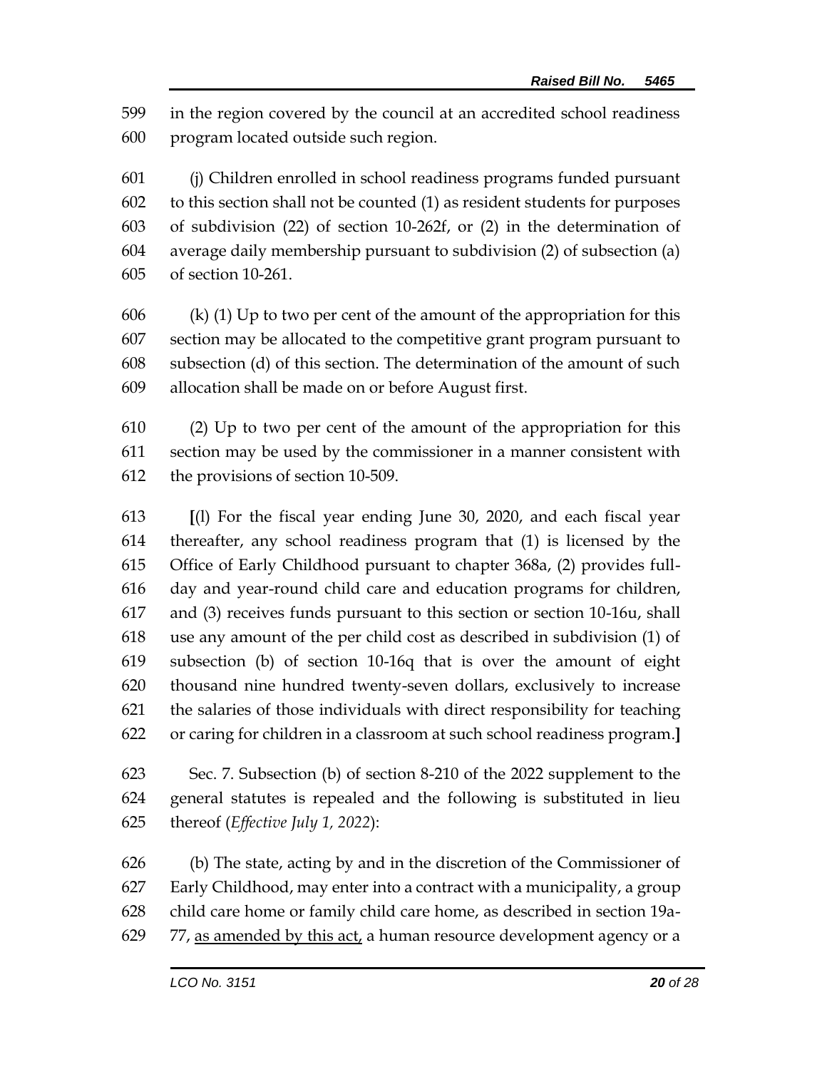599 in the region covered by the council at an accredited school readiness
600 program located outside such region.

601 (j) Children enrolled in school readiness programs funded pursuant
602 to this section shall not be counted (1) as resident students for purposes
603 of subdivision (22) of section 10-262f, or (2) in the determination of
604 average daily membership pursuant to subdivision (2) of subsection (a)
605 of section 10-261.

606 (k) (1) Up to two per cent of the amount of the appropriation for this
607 section may be allocated to the competitive grant program pursuant to
608 subsection (d) of this section. The determination of the amount of such
609 allocation shall be made on or before August first.

610 (2) Up to two per cent of the amount of the appropriation for this
611 section may be used by the commissioner in a manner consistent with
612 the provisions of section 10-509.

613 **[**(l) For the fiscal year ending June 30, 2020, and each fiscal year
614 thereafter, any school readiness program that (1) is licensed by the
615 Office of Early Childhood pursuant to chapter 368a, (2) provides full-
616 day and year-round child care and education programs for children,
617 and (3) receives funds pursuant to this section or section 10-16u, shall
618 use any amount of the per child cost as described in subdivision (1) of
619 subsection (b) of section 10-16q that is over the amount of eight
620 thousand nine hundred twenty-seven dollars, exclusively to increase
621 the salaries of those individuals with direct responsibility for teaching
622 or caring for children in a classroom at such school readiness program.**]**

623 Sec. 7. Subsection (b) of section 8-210 of the 2022 supplement to the
624 general statutes is repealed and the following is substituted in lieu
625 thereof (*Effective July 1, 2022*):

626 (b) The state, acting by and in the discretion of the Commissioner of
627 Early Childhood, may enter into a contract with a municipality, a group
628 child care home or family child care home, as described in section 19a-
629 77, <u>as amended by this act,</u> a human resource development agency or a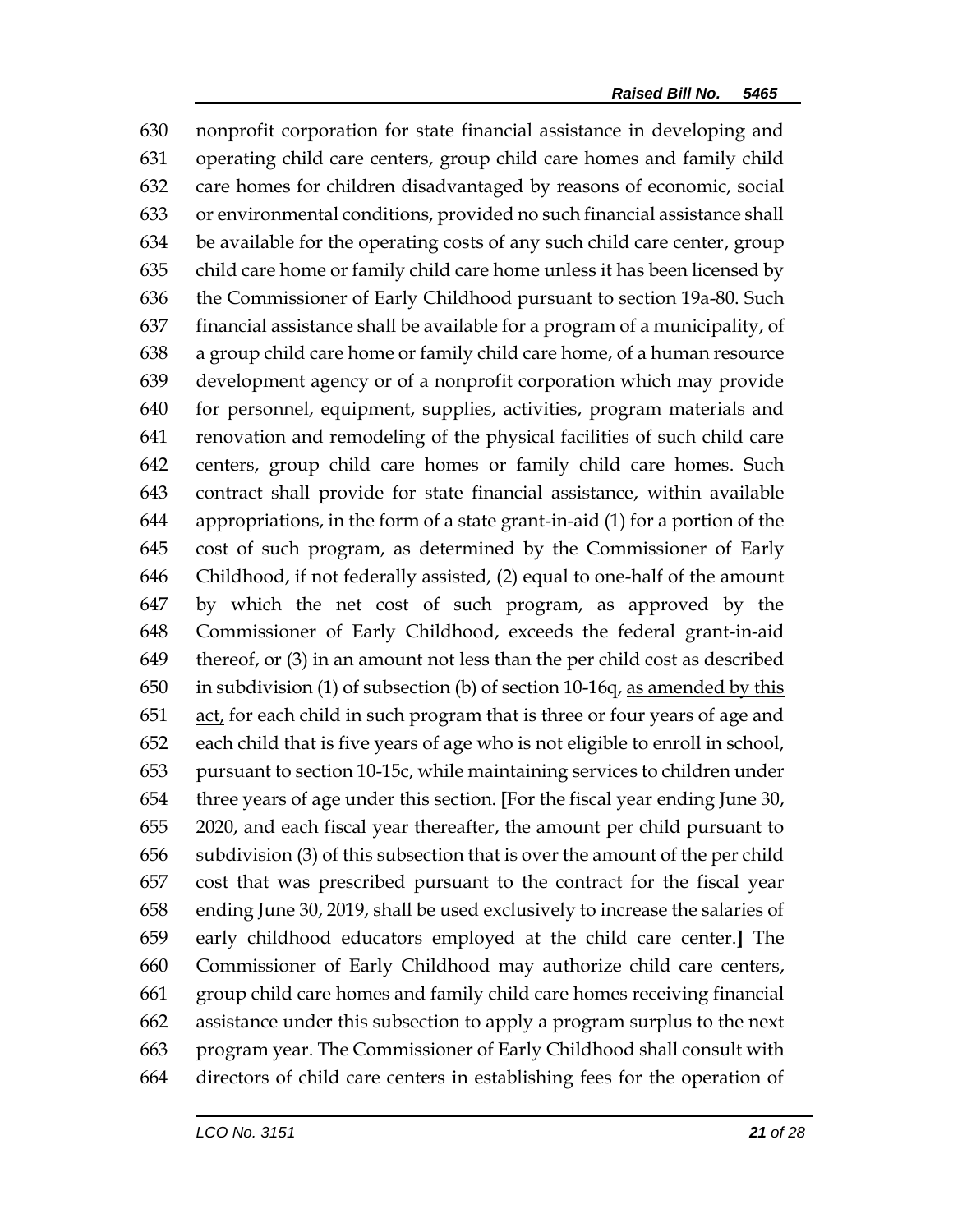nonprofit corporation for state financial assistance in developing and operating child care centers, group child care homes and family child care homes for children disadvantaged by reasons of economic, social or environmental conditions, provided no such financial assistance shall be available for the operating costs of any such child care center, group child care home or family child care home unless it has been licensed by the Commissioner of Early Childhood pursuant to section 19a-80. Such financial assistance shall be available for a program of a municipality, of a group child care home or family child care home, of a human resource development agency or of a nonprofit corporation which may provide for personnel, equipment, supplies, activities, program materials and renovation and remodeling of the physical facilities of such child care centers, group child care homes or family child care homes. Such contract shall provide for state financial assistance, within available appropriations, in the form of a state grant-in-aid (1) for a portion of the cost of such program, as determined by the Commissioner of Early Childhood, if not federally assisted, (2) equal to one-half of the amount by which the net cost of such program, as approved by the Commissioner of Early Childhood, exceeds the federal grant-in-aid thereof, or (3) in an amount not less than the per child cost as described in subdivision (1) of subsection (b) of section 10-16q, <u>as amended by this act,</u> for each child in such program that is three or four years of age and each child that is five years of age who is not eligible to enroll in school, pursuant to section 10-15c, while maintaining services to children under three years of age under this section. **[**For the fiscal year ending June 30, 2020, and each fiscal year thereafter, the amount per child pursuant to subdivision (3) of this subsection that is over the amount of the per child cost that was prescribed pursuant to the contract for the fiscal year ending June 30, 2019, shall be used exclusively to increase the salaries of early childhood educators employed at the child care center.**]** The Commissioner of Early Childhood may authorize child care centers, group child care homes and family child care homes receiving financial assistance under this subsection to apply a program surplus to the next program year. The Commissioner of Early Childhood shall consult with directors of child care centers in establishing fees for the operation of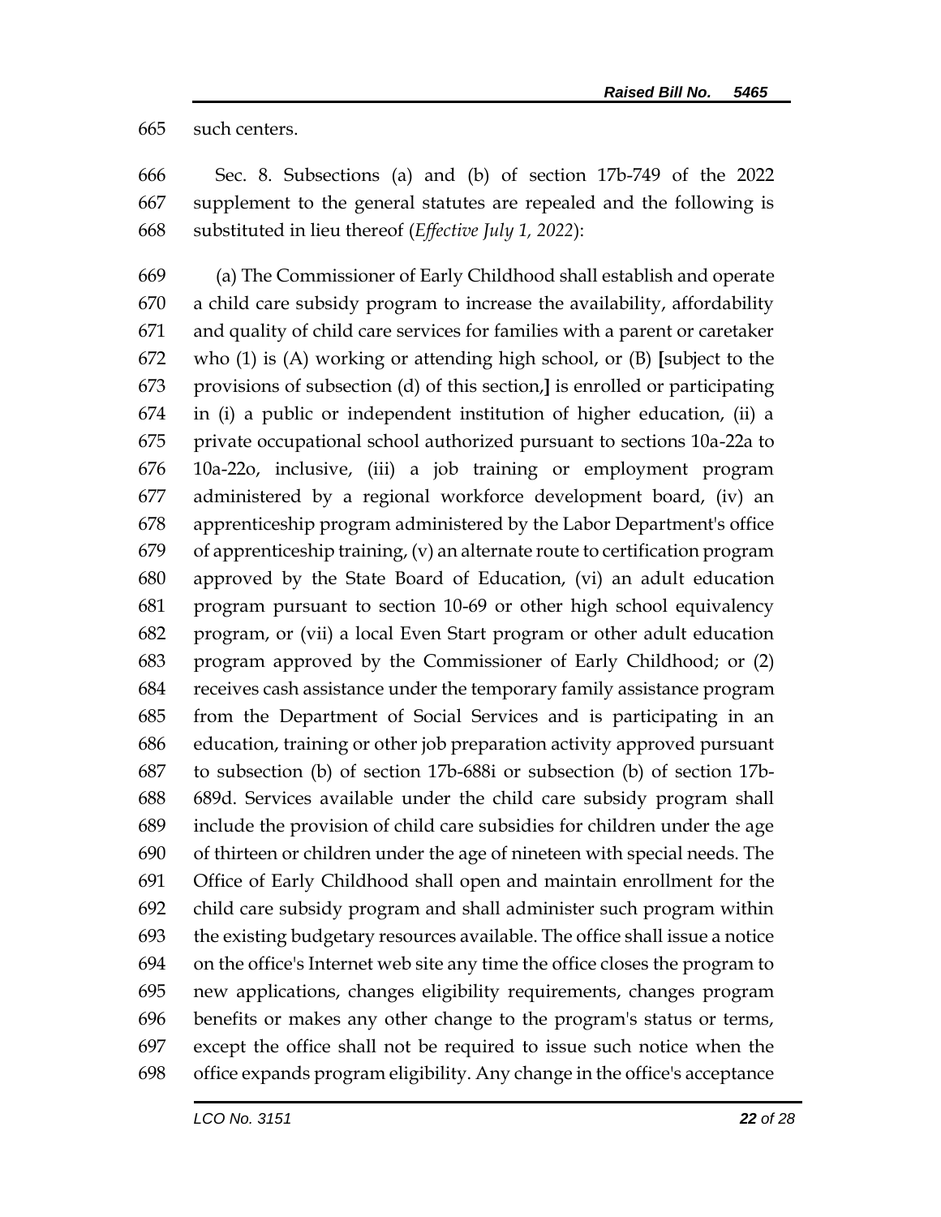such centers.

Sec. 8. Subsections (a) and (b) of section 17b-749 of the 2022 supplement to the general statutes are repealed and the following is substituted in lieu thereof (*Effective July 1, 2022*):

(a) The Commissioner of Early Childhood shall establish and operate a child care subsidy program to increase the availability, affordability and quality of child care services for families with a parent or caretaker who (1) is (A) working or attending high school, or (B) **[**subject to the provisions of subsection (d) of this section,**]** is enrolled or participating in (i) a public or independent institution of higher education, (ii) a private occupational school authorized pursuant to sections 10a-22a to 10a-22o, inclusive, (iii) a job training or employment program administered by a regional workforce development board, (iv) an apprenticeship program administered by the Labor Department's office of apprenticeship training, (v) an alternate route to certification program approved by the State Board of Education, (vi) an adult education program pursuant to section 10-69 or other high school equivalency program, or (vii) a local Even Start program or other adult education program approved by the Commissioner of Early Childhood; or (2) receives cash assistance under the temporary family assistance program from the Department of Social Services and is participating in an education, training or other job preparation activity approved pursuant to subsection (b) of section 17b-688i or subsection (b) of section 17b-689d. Services available under the child care subsidy program shall include the provision of child care subsidies for children under the age of thirteen or children under the age of nineteen with special needs. The Office of Early Childhood shall open and maintain enrollment for the child care subsidy program and shall administer such program within the existing budgetary resources available. The office shall issue a notice on the office's Internet web site any time the office closes the program to new applications, changes eligibility requirements, changes program benefits or makes any other change to the program's status or terms, except the office shall not be required to issue such notice when the office expands program eligibility. Any change in the office's acceptance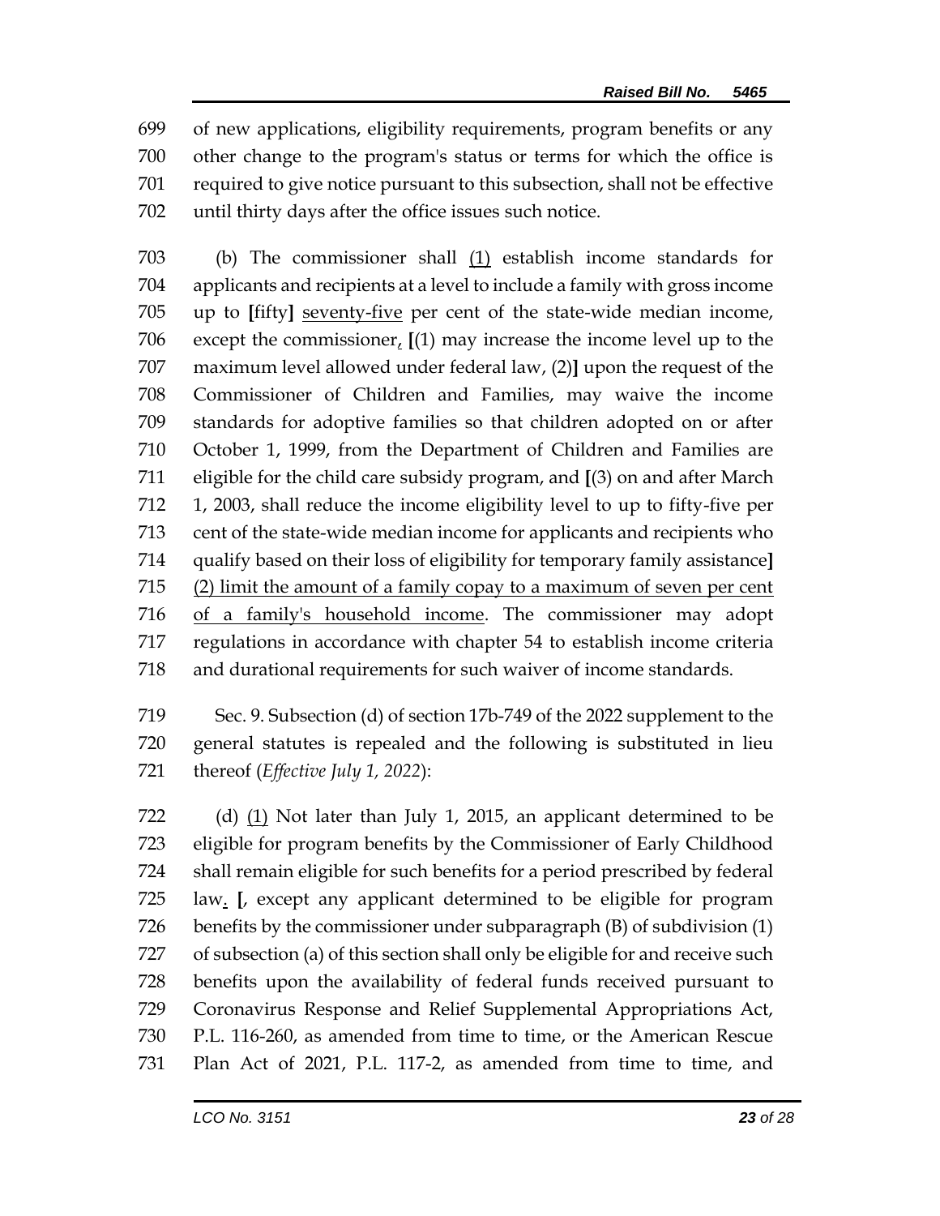699 of new applications, eligibility requirements, program benefits or any
700 other change to the program's status or terms for which the office is
701 required to give notice pursuant to this subsection, shall not be effective
702 until thirty days after the office issues such notice.

703 (b) The commissioner shall <u>(1)</u> establish income standards for
704 applicants and recipients at a level to include a family with gross income
705 up to **[**fifty**]** <u>seventy-five</u> per cent of the state-wide median income,
706 except the commissioner<u>,</u> **[**(1) may increase the income level up to the
707 maximum level allowed under federal law, (2)**]** upon the request of the
708 Commissioner of Children and Families, may waive the income
709 standards for adoptive families so that children adopted on or after
710 October 1, 1999, from the Department of Children and Families are
711 eligible for the child care subsidy program, and **[**(3) on and after March
712 1, 2003, shall reduce the income eligibility level to up to fifty-five per
713 cent of the state-wide median income for applicants and recipients who
714 qualify based on their loss of eligibility for temporary family assistance**]**
715 <u>(2) limit the amount of a family copay to a maximum of seven per cent</u>
716 <u>of a family's household income</u>. The commissioner may adopt
717 regulations in accordance with chapter 54 to establish income criteria
718 and durational requirements for such waiver of income standards.

719 Sec. 9. Subsection (d) of section 17b-749 of the 2022 supplement to the
720 general statutes is repealed and the following is substituted in lieu
721 thereof (*Effective July 1, 2022*):

722 (d) <u>(1)</u> Not later than July 1, 2015, an applicant determined to be
723 eligible for program benefits by the Commissioner of Early Childhood
724 shall remain eligible for such benefits for a period prescribed by federal
725 law<u>.</u> **[**, except any applicant determined to be eligible for program
726 benefits by the commissioner under subparagraph (B) of subdivision (1)
727 of subsection (a) of this section shall only be eligible for and receive such
728 benefits upon the availability of federal funds received pursuant to
729 Coronavirus Response and Relief Supplemental Appropriations Act,
730 P.L. 116-260, as amended from time to time, or the American Rescue
731 Plan Act of 2021, P.L. 117-2, as amended from time to time, and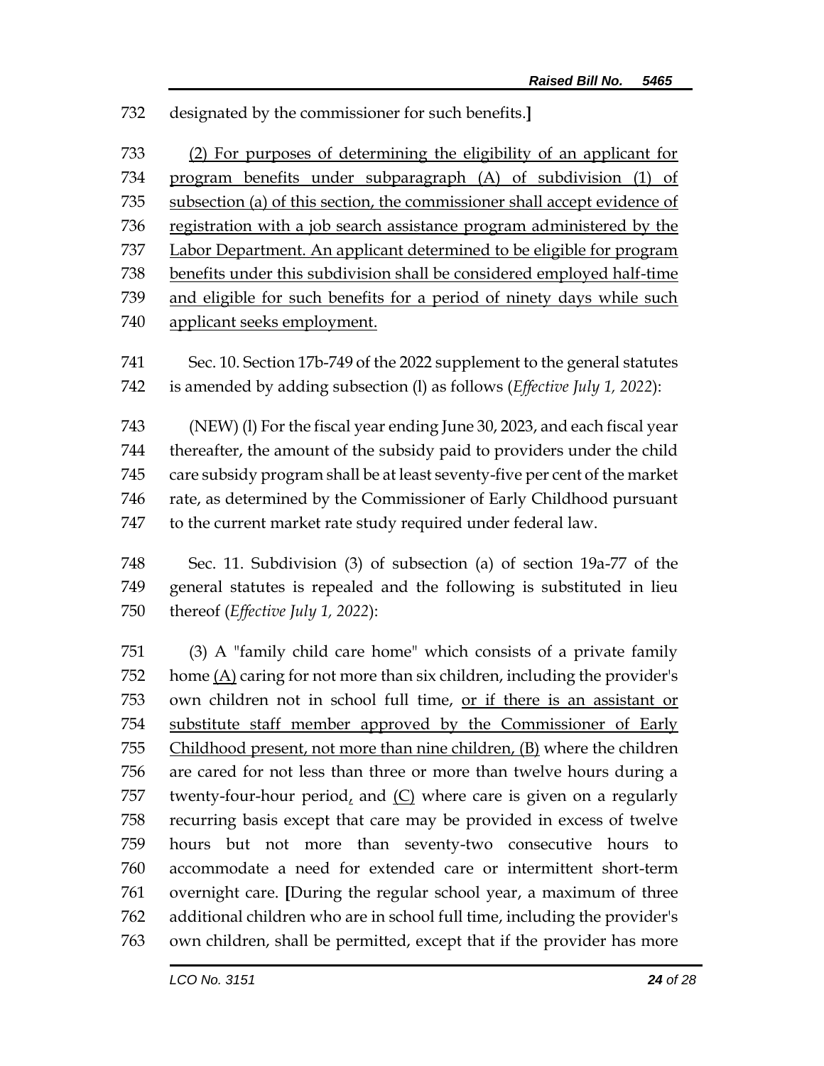732 designated by the commissioner for such benefits.**]**

733 <u>(2) For purposes of determining the eligibility of an applicant for</u>
734 <u>program benefits under subparagraph (A) of subdivision (1) of</u>
735 <u>subsection (a) of this section, the commissioner shall accept evidence of</u>
736 <u>registration with a job search assistance program administered by the</u>
737 <u>Labor Department. An applicant determined to be eligible for program</u>
738 <u>benefits under this subdivision shall be considered employed half-time</u>
739 <u>and eligible for such benefits for a period of ninety days while such</u>
740 <u>applicant seeks employment.</u>

741 Sec. 10. Section 17b-749 of the 2022 supplement to the general statutes
742 is amended by adding subsection (l) as follows (*Effective July 1, 2022*):

743 (NEW) (l) For the fiscal year ending June 30, 2023, and each fiscal year
744 thereafter, the amount of the subsidy paid to providers under the child
745 care subsidy program shall be at least seventy-five per cent of the market
746 rate, as determined by the Commissioner of Early Childhood pursuant
747 to the current market rate study required under federal law.

748 Sec. 11. Subdivision (3) of subsection (a) of section 19a-77 of the
749 general statutes is repealed and the following is substituted in lieu
750 thereof (*Effective July 1, 2022*):

751 (3) A "family child care home" which consists of a private family
752 home <u>(A)</u> caring for not more than six children, including the provider's
753 own children not in school full time, <u>or if there is an assistant or</u>
754 <u>substitute staff member approved by the Commissioner of Early</u>
755 <u>Childhood present, not more than nine children, (B)</u> where the children
756 are cared for not less than three or more than twelve hours during a
757 twenty-four-hour period<u>,</u> and <u>(C)</u> where care is given on a regularly
758 recurring basis except that care may be provided in excess of twelve
759 hours but not more than seventy-two consecutive hours to
760 accommodate a need for extended care or intermittent short-term
761 overnight care. **[**During the regular school year, a maximum of three
762 additional children who are in school full time, including the provider's
763 own children, shall be permitted, except that if the provider has more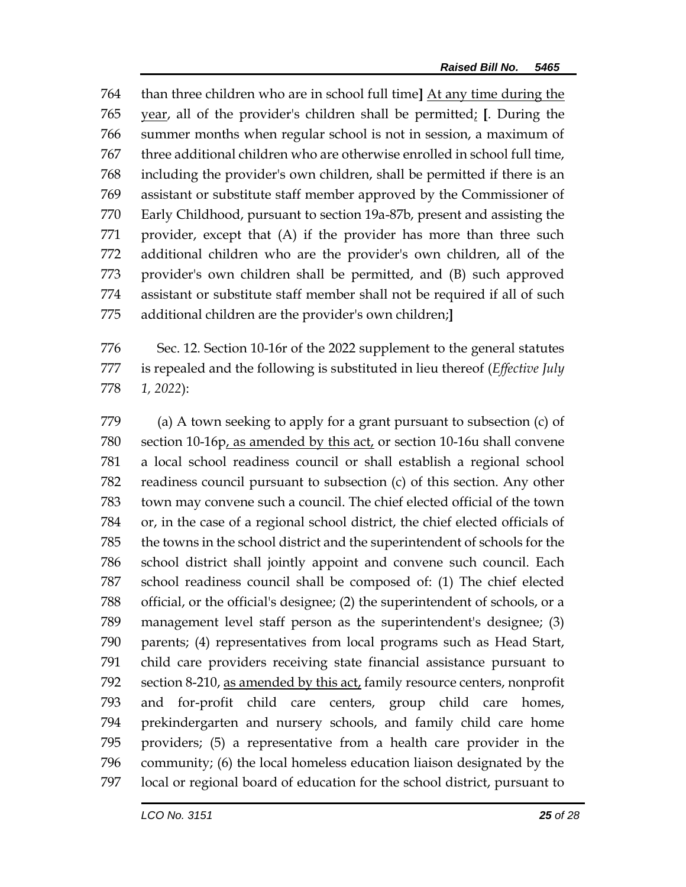764 than three children who are in school full time**]** <u>At any time during the</u>
765 <u>year</u>, all of the provider's children shall be permitted<u>;</u> **[**. During the
766 summer months when regular school is not in session, a maximum of
767 three additional children who are otherwise enrolled in school full time,
768 including the provider's own children, shall be permitted if there is an
769 assistant or substitute staff member approved by the Commissioner of
770 Early Childhood, pursuant to section 19a-87b, present and assisting the
771 provider, except that (A) if the provider has more than three such
772 additional children who are the provider's own children, all of the
773 provider's own children shall be permitted, and (B) such approved
774 assistant or substitute staff member shall not be required if all of such
775 additional children are the provider's own children;**]**

776 Sec. 12. Section 10-16r of the 2022 supplement to the general statutes
777 is repealed and the following is substituted in lieu thereof (*Effective July*
778 *1, 2022*):

779 (a) A town seeking to apply for a grant pursuant to subsection (c) of
780 section 10-16p<u>, as amended by this act,</u> or section 10-16u shall convene
781 a local school readiness council or shall establish a regional school
782 readiness council pursuant to subsection (c) of this section. Any other
783 town may convene such a council. The chief elected official of the town
784 or, in the case of a regional school district, the chief elected officials of
785 the towns in the school district and the superintendent of schools for the
786 school district shall jointly appoint and convene such council. Each
787 school readiness council shall be composed of: (1) The chief elected
788 official, or the official's designee; (2) the superintendent of schools, or a
789 management level staff person as the superintendent's designee; (3)
790 parents; (4) representatives from local programs such as Head Start,
791 child care providers receiving state financial assistance pursuant to
792 section 8-210, <u>as amended by this act,</u> family resource centers, nonprofit
793 and for-profit child care centers, group child care homes,
794 prekindergarten and nursery schools, and family child care home
795 providers; (5) a representative from a health care provider in the
796 community; (6) the local homeless education liaison designated by the
797 local or regional board of education for the school district, pursuant to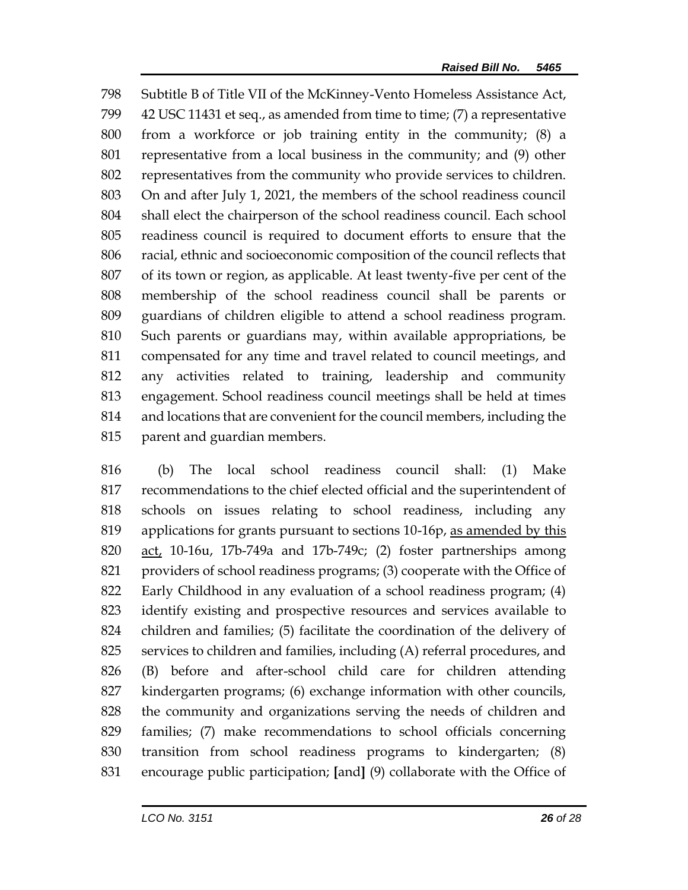798 Subtitle B of Title VII of the McKinney-Vento Homeless Assistance Act,
799 42 USC 11431 et seq., as amended from time to time; (7) a representative
800 from a workforce or job training entity in the community; (8) a
801 representative from a local business in the community; and (9) other
802 representatives from the community who provide services to children.
803 On and after July 1, 2021, the members of the school readiness council
804 shall elect the chairperson of the school readiness council. Each school
805 readiness council is required to document efforts to ensure that the
806 racial, ethnic and socioeconomic composition of the council reflects that
807 of its town or region, as applicable. At least twenty-five per cent of the
808 membership of the school readiness council shall be parents or
809 guardians of children eligible to attend a school readiness program.
810 Such parents or guardians may, within available appropriations, be
811 compensated for any time and travel related to council meetings, and
812 any activities related to training, leadership and community
813 engagement. School readiness council meetings shall be held at times
814 and locations that are convenient for the council members, including the
815 parent and guardian members.

816 (b) The local school readiness council shall: (1) Make
817 recommendations to the chief elected official and the superintendent of
818 schools on issues relating to school readiness, including any
819 applications for grants pursuant to sections 10-16p, <u>as amended by this</u>
820 <u>act,</u> 10-16u, 17b-749a and 17b-749c; (2) foster partnerships among
821 providers of school readiness programs; (3) cooperate with the Office of
822 Early Childhood in any evaluation of a school readiness program; (4)
823 identify existing and prospective resources and services available to
824 children and families; (5) facilitate the coordination of the delivery of
825 services to children and families, including (A) referral procedures, and
826 (B) before and after-school child care for children attending
827 kindergarten programs; (6) exchange information with other councils,
828 the community and organizations serving the needs of children and
829 families; (7) make recommendations to school officials concerning
830 transition from school readiness programs to kindergarten; (8)
831 encourage public participation; **[**and**]** (9) collaborate with the Office of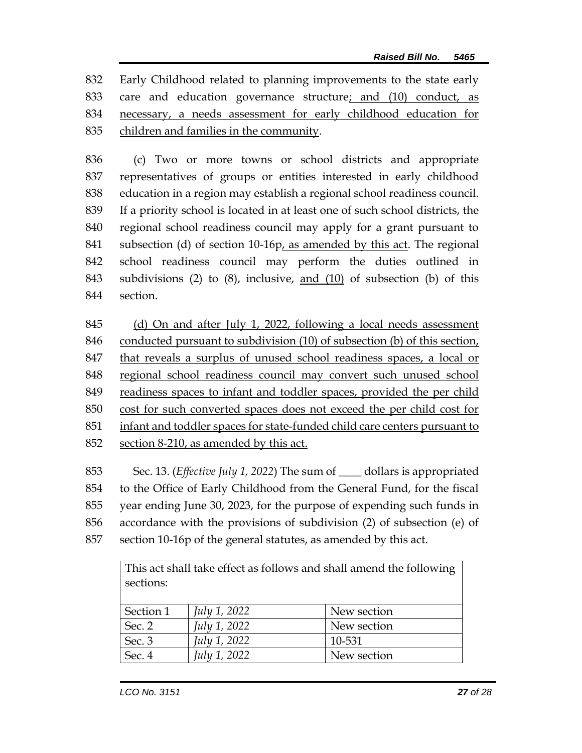832 Early Childhood related to planning improvements to the state early
833 care and education governance structure<u>; and (10) conduct, as</u>
834 <u>necessary, a needs assessment for early childhood education for</u>
835 <u>children and families in the community</u>.

836 (c) Two or more towns or school districts and appropriate
837 representatives of groups or entities interested in early childhood
838 education in a region may establish a regional school readiness council.
839 If a priority school is located in at least one of such school districts, the
840 regional school readiness council may apply for a grant pursuant to
841 subsection (d) of section 10-16p<u>, as amended by this act</u>. The regional
842 school readiness council may perform the duties outlined in
843 subdivisions (2) to (8), inclusive, <u>and (10)</u> of subsection (b) of this
844 section.

845 <u>(d) On and after July 1, 2022, following a local needs assessment</u>
846 <u>conducted pursuant to subdivision (10) of subsection (b) of this section,</u>
847 <u>that reveals a surplus of unused school readiness spaces, a local or</u>
848 <u>regional school readiness council may convert such unused school</u>
849 <u>readiness spaces to infant and toddler spaces, provided the per child</u>
850 <u>cost for such converted spaces does not exceed the per child cost for</u>
851 <u>infant and toddler spaces for state-funded child care centers pursuant to</u>
852 <u>section 8-210, as amended by this act.</u>

853 Sec. 13. (*Effective July 1, 2022*) The sum of ____ dollars is appropriated
854 to the Office of Early Childhood from the General Fund, for the fiscal
855 year ending June 30, 2023, for the purpose of expending such funds in
856 accordance with the provisions of subdivision (2) of subsection (e) of
857 section 10-16p of the general statutes, as amended by this act.

| This act shall take effect as follows and shall amend the following sections: | | |
|---|---|---|
| Section 1 | *July 1, 2022* | New section |
| Sec. 2 | *July 1, 2022* | New section |
| Sec. 3 | *July 1, 2022* | 10-531 |
| Sec. 4 | *July 1, 2022* | New section |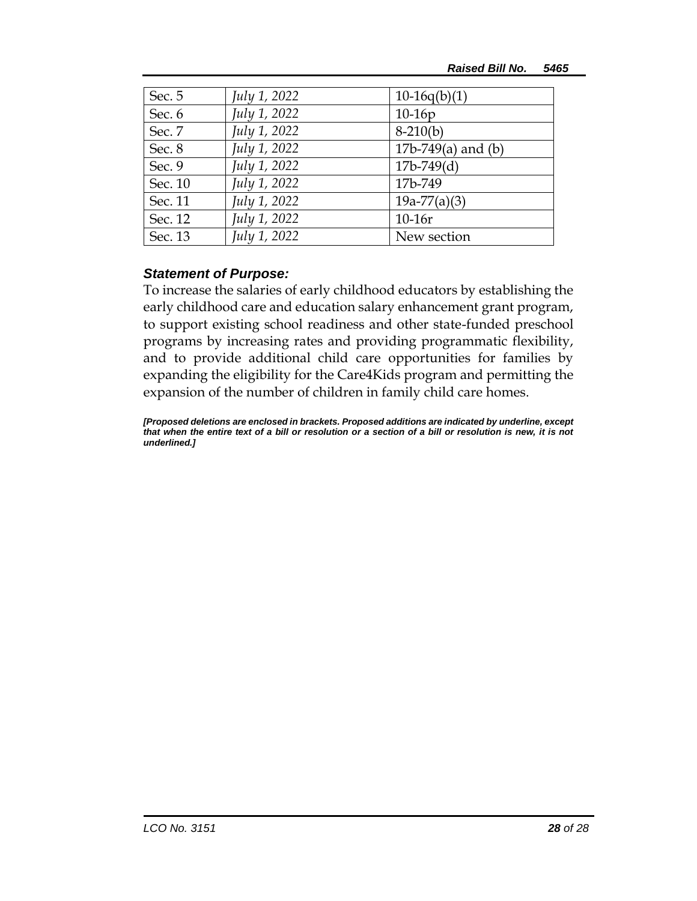| | | |
|---|---|---|
| Sec. 5 | *July 1, 2022* | 10-16q(b)(1) |
| Sec. 6 | *July 1, 2022* | 10-16p |
| Sec. 7 | *July 1, 2022* | 8-210(b) |
| Sec. 8 | *July 1, 2022* | 17b-749(a) and (b) |
| Sec. 9 | *July 1, 2022* | 17b-749(d) |
| Sec. 10 | *July 1, 2022* | 17b-749 |
| Sec. 11 | *July 1, 2022* | 19a-77(a)(3) |
| Sec. 12 | *July 1, 2022* | 10-16r |
| Sec. 13 | *July 1, 2022* | New section |

### *Statement of Purpose:*

To increase the salaries of early childhood educators by establishing the early childhood care and education salary enhancement grant program, to support existing school readiness and other state-funded preschool programs by increasing rates and providing programmatic flexibility, and to provide additional child care opportunities for families by expanding the eligibility for the Care4Kids program and permitting the expansion of the number of children in family child care homes.

***[Proposed deletions are enclosed in brackets. Proposed additions are indicated by underline, except that when the entire text of a bill or resolution or a section of a bill or resolution is new, it is not underlined.]***